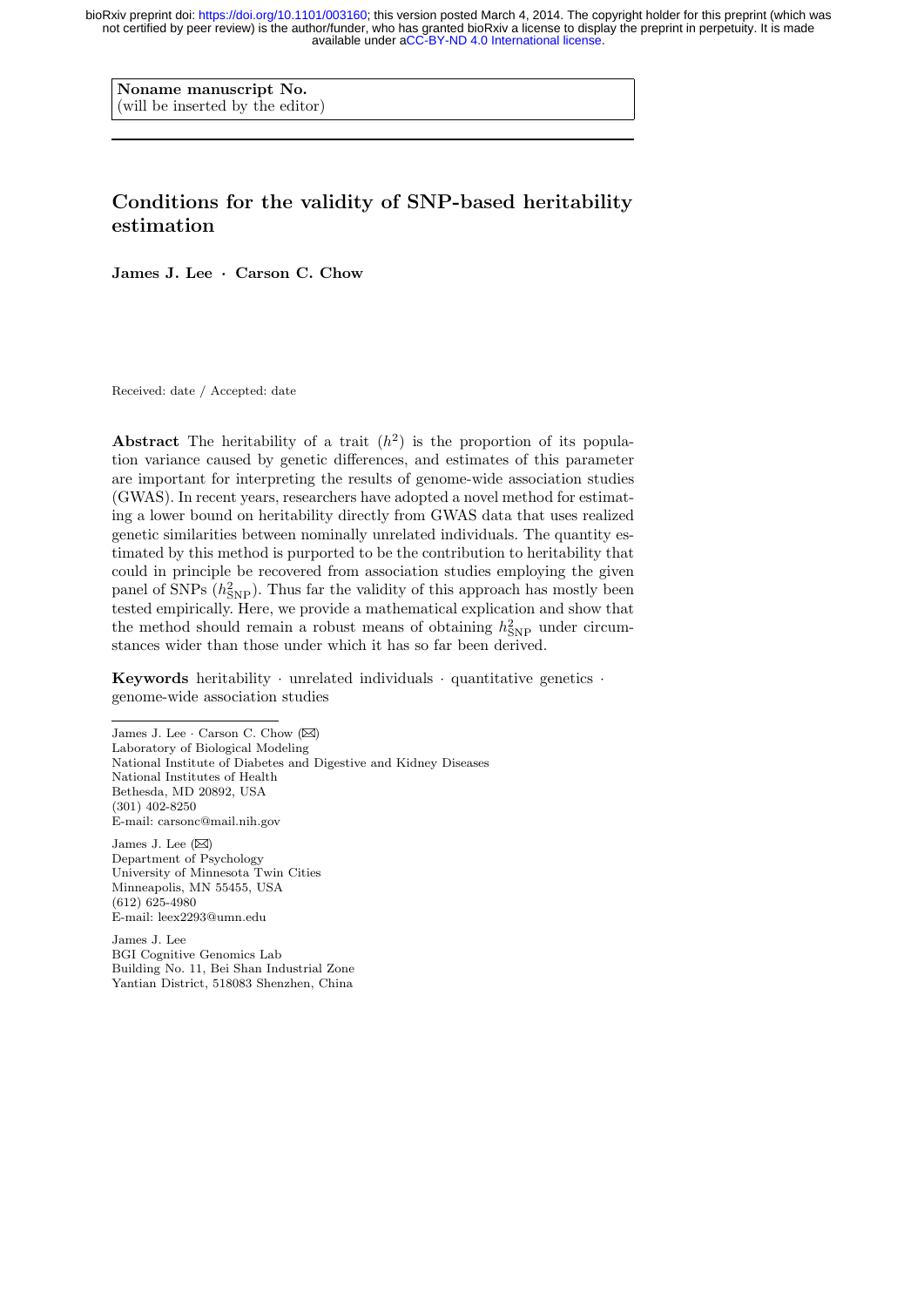bioRxiv preprint doi: https://doi.org/10.1101/003160; this version posted March 4, 2014. The copyright holder for this preprint (which was not certified by peer review) is the author/funder, who has granted bioRxiv a license to display the preprint in perpetuity. It is made available under aCC-BY-ND 4.0 International license.

**Noname manuscript No.**
(will be inserted by the editor)

# Conditions for the validity of SNP-based heritability estimation

**James J. Lee · Carson C. Chow**

Received: date / Accepted: date

**Abstract** The heritability of a trait ($h^2$) is the proportion of its population variance caused by genetic differences, and estimates of this parameter are important for interpreting the results of genome-wide association studies (GWAS). In recent years, researchers have adopted a novel method for estimating a lower bound on heritability directly from GWAS data that uses realized genetic similarities between nominally unrelated individuals. The quantity estimated by this method is purported to be the contribution to heritability that could in principle be recovered from association studies employing the given panel of SNPs ($h^2_{\mathrm{SNP}}$). Thus far the validity of this approach has mostly been tested empirically. Here, we provide a mathematical explication and show that the method should remain a robust means of obtaining $h^2_{\mathrm{SNP}}$ under circumstances wider than those under which it has so far been derived.

**Keywords** heritability · unrelated individuals · quantitative genetics · genome-wide association studies

---

James J. Lee · Carson C. Chow (✉)
Laboratory of Biological Modeling
National Institute of Diabetes and Digestive and Kidney Diseases
National Institutes of Health
Bethesda, MD 20892, USA
(301) 402-8250
E-mail: carsonc@mail.nih.gov

James J. Lee (✉)
Department of Psychology
University of Minnesota Twin Cities
Minneapolis, MN 55455, USA
(612) 625-4980
E-mail: leex2293@umn.edu

James J. Lee
BGI Cognitive Genomics Lab
Building No. 11, Bei Shan Industrial Zone
Yantian District, 518083 Shenzhen, China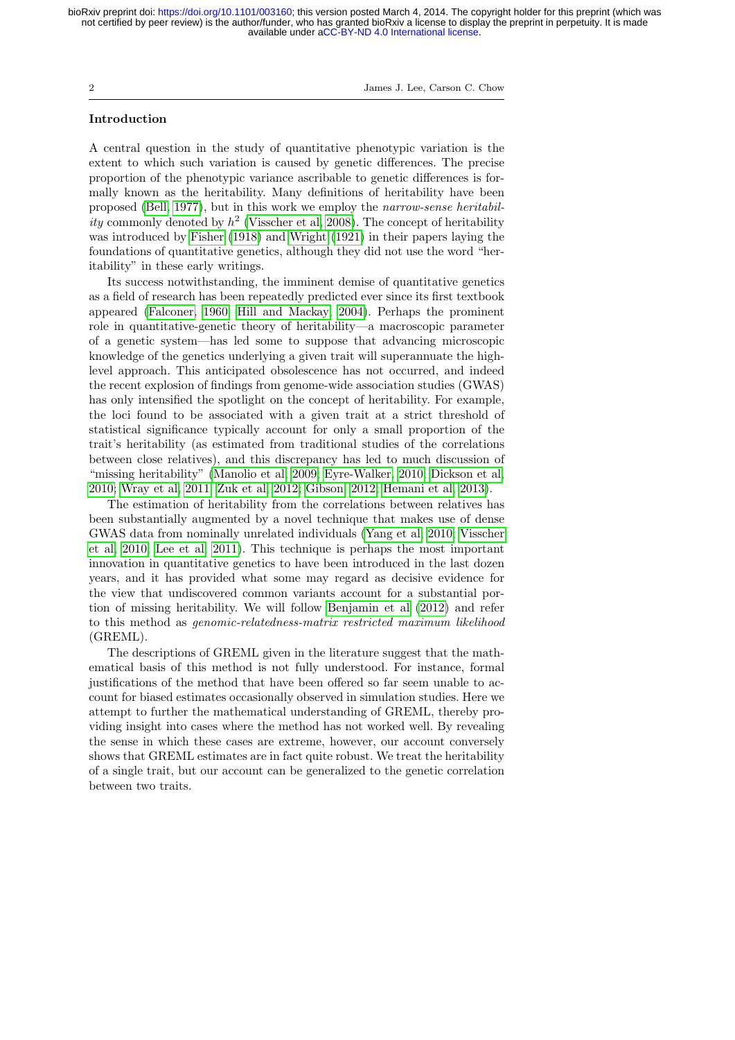## Introduction

A central question in the study of quantitative phenotypic variation is the extent to which such variation is caused by genetic differences. The precise proportion of the phenotypic variance ascribable to genetic differences is formally known as the heritability. Many definitions of heritability have been proposed (Bell, 1977), but in this work we employ the *narrow-sense heritability* commonly denoted by $h^2$ (Visscher et al, 2008). The concept of heritability was introduced by Fisher (1918) and Wright (1921) in their papers laying the foundations of quantitative genetics, although they did not use the word "heritability" in these early writings.

Its success notwithstanding, the imminent demise of quantitative genetics as a field of research has been repeatedly predicted ever since its first textbook appeared (Falconer, 1960; Hill and Mackay, 2004). Perhaps the prominent role in quantitative-genetic theory of heritability—a macroscopic parameter of a genetic system—has led some to suppose that advancing microscopic knowledge of the genetics underlying a given trait will superannuate the high-level approach. This anticipated obsolescence has not occurred, and indeed the recent explosion of findings from genome-wide association studies (GWAS) has only intensified the spotlight on the concept of heritability. For example, the loci found to be associated with a given trait at a strict threshold of statistical significance typically account for only a small proportion of the trait's heritability (as estimated from traditional studies of the correlations between close relatives), and this discrepancy has led to much discussion of "missing heritability" (Manolio et al, 2009; Eyre-Walker, 2010; Dickson et al, 2010; Wray et al, 2011; Zuk et al, 2012; Gibson, 2012; Hemani et al, 2013).

The estimation of heritability from the correlations between relatives has been substantially augmented by a novel technique that makes use of dense GWAS data from nominally unrelated individuals (Yang et al, 2010; Visscher et al, 2010; Lee et al, 2011). This technique is perhaps the most important innovation in quantitative genetics to have been introduced in the last dozen years, and it has provided what some may regard as decisive evidence for the view that undiscovered common variants account for a substantial portion of missing heritability. We will follow Benjamin et al (2012) and refer to this method as *genomic-relatedness-matrix restricted maximum likelihood* (GREML).

The descriptions of GREML given in the literature suggest that the mathematical basis of this method is not fully understood. For instance, formal justifications of the method that have been offered so far seem unable to account for biased estimates occasionally observed in simulation studies. Here we attempt to further the mathematical understanding of GREML, thereby providing insight into cases where the method has not worked well. By revealing the sense in which these cases are extreme, however, our account conversely shows that GREML estimates are in fact quite robust. We treat the heritability of a single trait, but our account can be generalized to the genetic correlation between two traits.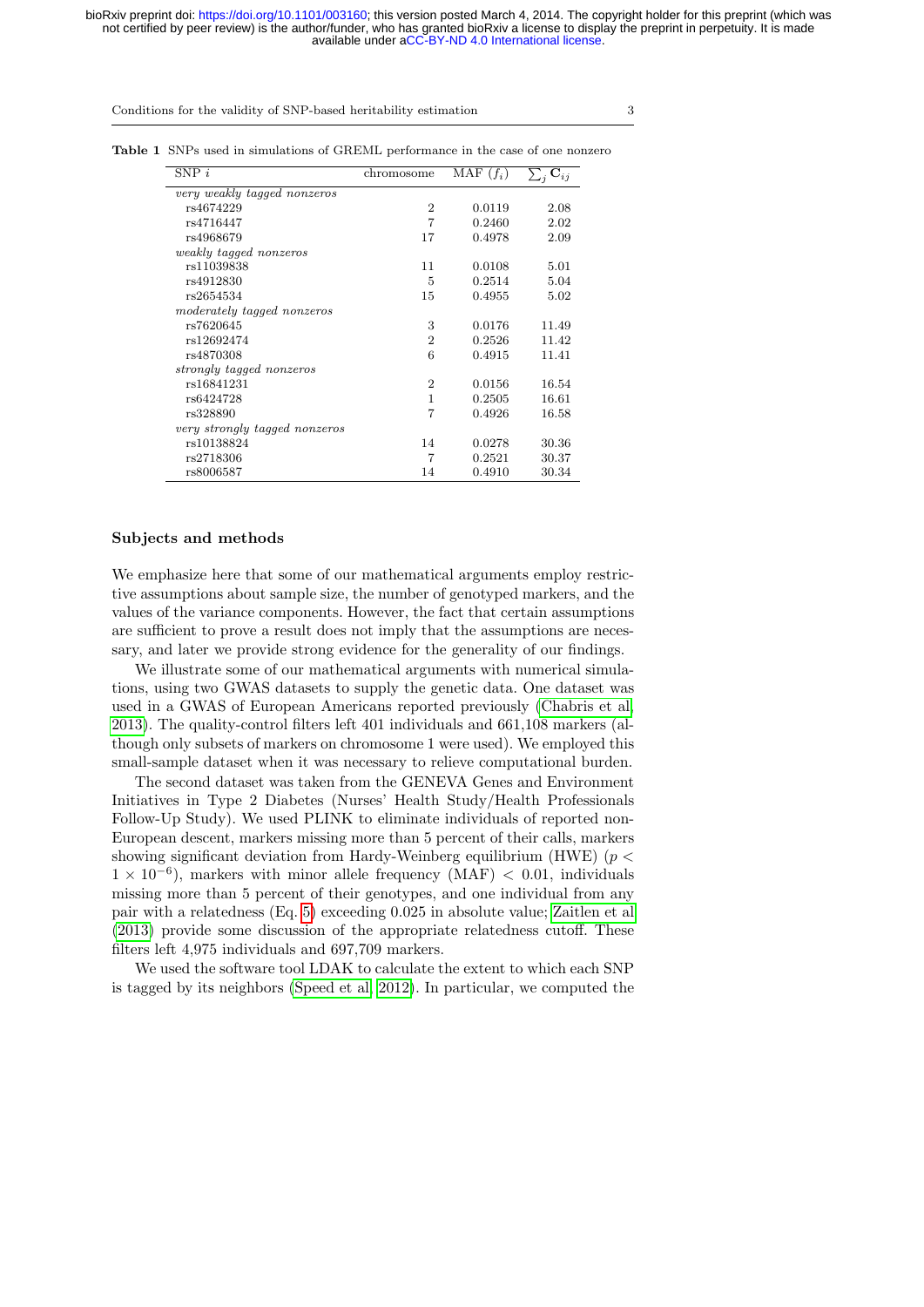**Table 1** SNPs used in simulations of GREML performance in the case of one nonzero

| SNP $i$ | chromosome | MAF ($f_i$) | $\sum_j \mathbf{C}_{ij}$ |
|---|---|---|---|
| *very weakly tagged nonzeros* | | | |
| rs4674229 | 2 | 0.0119 | 2.08 |
| rs4716447 | 7 | 0.2460 | 2.02 |
| rs4968679 | 17 | 0.4978 | 2.09 |
| *weakly tagged nonzeros* | | | |
| rs11039838 | 11 | 0.0108 | 5.01 |
| rs4912830 | 5 | 0.2514 | 5.04 |
| rs2654534 | 15 | 0.4955 | 5.02 |
| *moderately tagged nonzeros* | | | |
| rs7620645 | 3 | 0.0176 | 11.49 |
| rs12692474 | 2 | 0.2526 | 11.42 |
| rs4870308 | 6 | 0.4915 | 11.41 |
| *strongly tagged nonzeros* | | | |
| rs16841231 | 2 | 0.0156 | 16.54 |
| rs6424728 | 1 | 0.2505 | 16.61 |
| rs328890 | 7 | 0.4926 | 16.58 |
| *very strongly tagged nonzeros* | | | |
| rs10138824 | 14 | 0.0278 | 30.36 |
| rs2718306 | 7 | 0.2521 | 30.37 |
| rs8006587 | 14 | 0.4910 | 30.34 |

## Subjects and methods

We emphasize here that some of our mathematical arguments employ restrictive assumptions about sample size, the number of genotyped markers, and the values of the variance components. However, the fact that certain assumptions are sufficient to prove a result does not imply that the assumptions are necessary, and later we provide strong evidence for the generality of our findings.

We illustrate some of our mathematical arguments with numerical simulations, using two GWAS datasets to supply the genetic data. One dataset was used in a GWAS of European Americans reported previously (Chabris et al, 2013). The quality-control filters left 401 individuals and 661,108 markers (although only subsets of markers on chromosome 1 were used). We employed this small-sample dataset when it was necessary to relieve computational burden.

The second dataset was taken from the GENEVA Genes and Environment Initiatives in Type 2 Diabetes (Nurses' Health Study/Health Professionals Follow-Up Study). We used PLINK to eliminate individuals of reported non-European descent, markers missing more than 5 percent of their calls, markers showing significant deviation from Hardy-Weinberg equilibrium (HWE) ($p < 1 \times 10^{-6}$), markers with minor allele frequency (MAF) $< 0.01$, individuals missing more than 5 percent of their genotypes, and one individual from any pair with a relatedness (Eq. 5) exceeding 0.025 in absolute value; Zaitlen et al (2013) provide some discussion of the appropriate relatedness cutoff. These filters left 4,975 individuals and 697,709 markers.

We used the software tool LDAK to calculate the extent to which each SNP is tagged by its neighbors (Speed et al, 2012). In particular, we computed the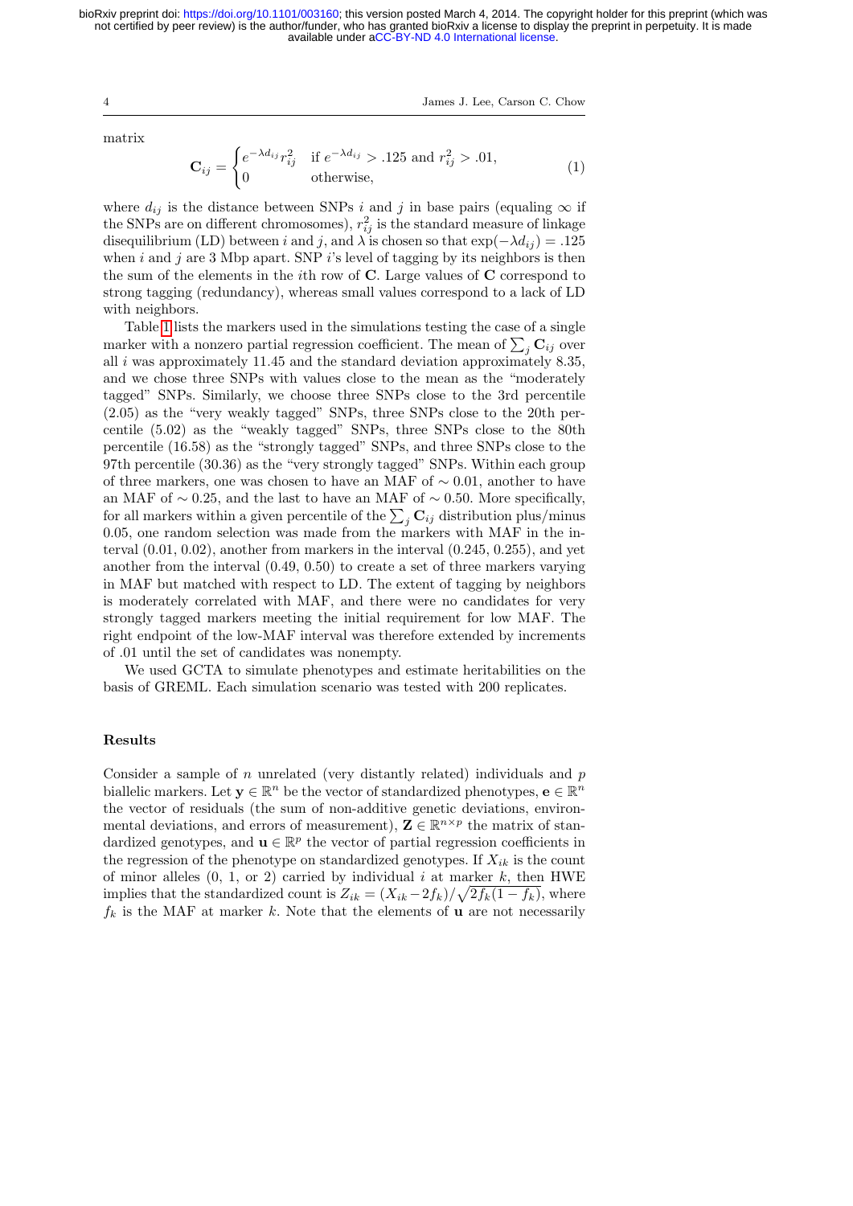matrix

$$
\mathbf{C}_{ij} = \begin{cases} e^{-\lambda d_{ij}} r_{ij}^2 & \text{if } e^{-\lambda d_{ij}} > .125 \text{ and } r_{ij}^2 > .01, \\ 0 & \text{otherwise,} \end{cases} \tag{1}
$$

where $d_{ij}$ is the distance between SNPs $i$ and $j$ in base pairs (equaling $\infty$ if the SNPs are on different chromosomes), $r_{ij}^2$ is the standard measure of linkage disequilibrium (LD) between $i$ and $j$, and $\lambda$ is chosen so that $\exp(-\lambda d_{ij}) = .125$ when $i$ and $j$ are 3 Mbp apart. SNP $i$'s level of tagging by its neighbors is then the sum of the elements in the $i$th row of $\mathbf{C}$. Large values of $\mathbf{C}$ correspond to strong tagging (redundancy), whereas small values correspond to a lack of LD with neighbors.

Table 1 lists the markers used in the simulations testing the case of a single marker with a nonzero partial regression coefficient. The mean of $\sum_j \mathbf{C}_{ij}$ over all $i$ was approximately 11.45 and the standard deviation approximately 8.35, and we chose three SNPs with values close to the mean as the "moderately tagged" SNPs. Similarly, we choose three SNPs close to the 3rd percentile (2.05) as the "very weakly tagged" SNPs, three SNPs close to the 20th percentile (5.02) as the "weakly tagged" SNPs, three SNPs close to the 80th percentile (16.58) as the "strongly tagged" SNPs, and three SNPs close to the 97th percentile (30.36) as the "very strongly tagged" SNPs. Within each group of three markers, one was chosen to have an MAF of $\sim 0.01$, another to have an MAF of $\sim 0.25$, and the last to have an MAF of $\sim 0.50$. More specifically, for all markers within a given percentile of the $\sum_j \mathbf{C}_{ij}$ distribution plus/minus 0.05, one random selection was made from the markers with MAF in the interval (0.01, 0.02), another from markers in the interval (0.245, 0.255), and yet another from the interval (0.49, 0.50) to create a set of three markers varying in MAF but matched with respect to LD. The extent of tagging by neighbors is moderately correlated with MAF, and there were no candidates for very strongly tagged markers meeting the initial requirement for low MAF. The right endpoint of the low-MAF interval was therefore extended by increments of .01 until the set of candidates was nonempty.

We used GCTA to simulate phenotypes and estimate heritabilities on the basis of GREML. Each simulation scenario was tested with 200 replicates.

## Results

Consider a sample of $n$ unrelated (very distantly related) individuals and $p$ biallelic markers. Let $\mathbf{y} \in \mathbb{R}^n$ be the vector of standardized phenotypes, $\mathbf{e} \in \mathbb{R}^n$ the vector of residuals (the sum of non-additive genetic deviations, environmental deviations, and errors of measurement), $\mathbf{Z} \in \mathbb{R}^{n \times p}$ the matrix of standardized genotypes, and $\mathbf{u} \in \mathbb{R}^p$ the vector of partial regression coefficients in the regression of the phenotype on standardized genotypes. If $X_{ik}$ is the count of minor alleles (0, 1, or 2) carried by individual $i$ at marker $k$, then HWE implies that the standardized count is $Z_{ik} = (X_{ik} - 2f_k)/\sqrt{2f_k(1 - f_k)}$, where $f_k$ is the MAF at marker $k$. Note that the elements of $\mathbf{u}$ are not necessarily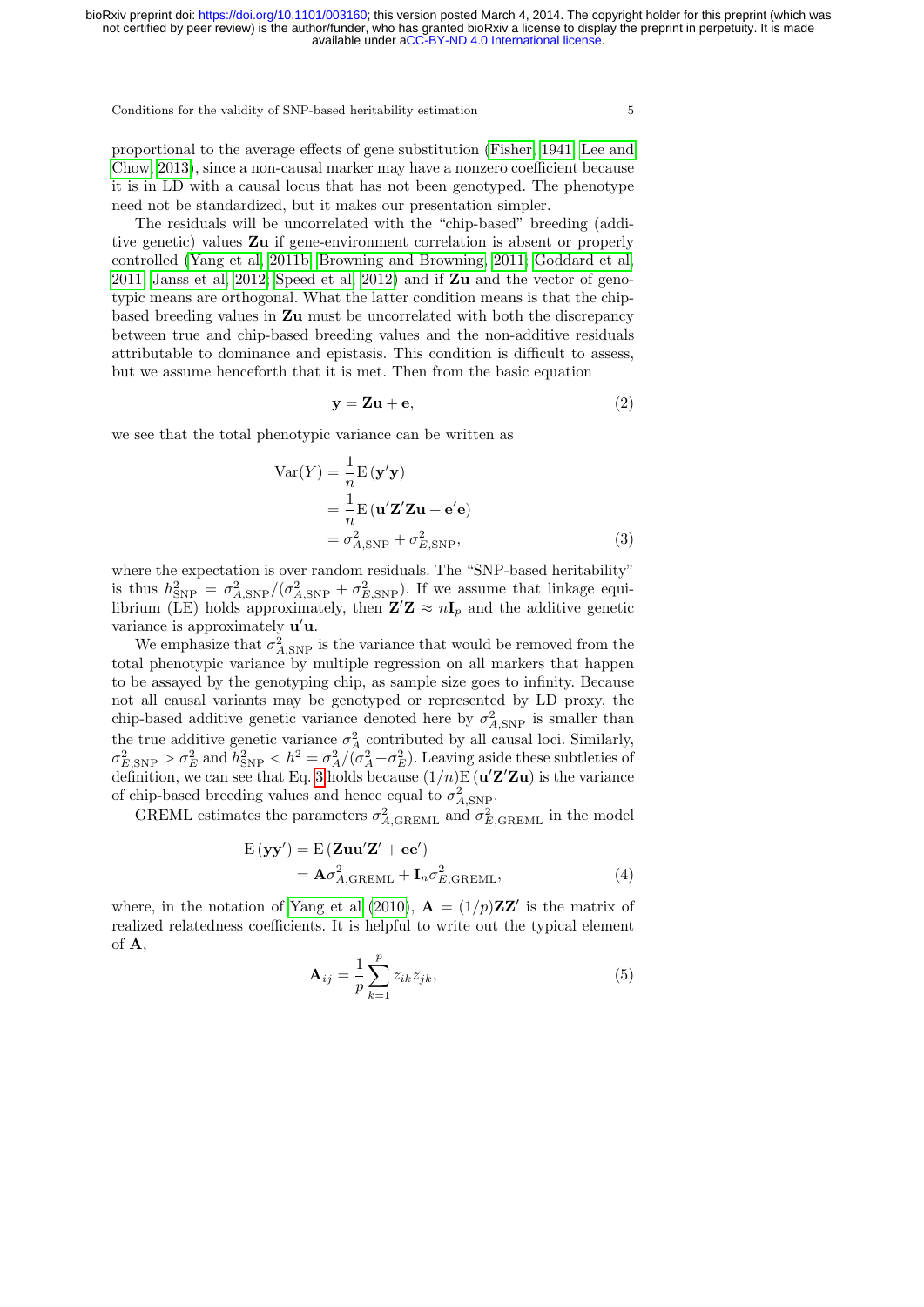proportional to the average effects of gene substitution (Fisher, 1941; Lee and Chow, 2013), since a non-causal marker may have a nonzero coefficient because it is in LD with a causal locus that has not been genotyped. The phenotype need not be standardized, but it makes our presentation simpler.

The residuals will be uncorrelated with the "chip-based" breeding (additive genetic) values $\mathbf{Zu}$ if gene-environment correlation is absent or properly controlled (Yang et al, 2011b; Browning and Browning, 2011; Goddard et al, 2011; Janss et al, 2012; Speed et al, 2012) and if $\mathbf{Zu}$ and the vector of genotypic means are orthogonal. What the latter condition means is that the chip-based breeding values in $\mathbf{Zu}$ must be uncorrelated with both the discrepancy between true and chip-based breeding values and the non-additive residuals attributable to dominance and epistasis. This condition is difficult to assess, but we assume henceforth that it is met. Then from the basic equation

$$\mathbf{y} = \mathbf{Zu} + \mathbf{e}, \tag{2}$$

we see that the total phenotypic variance can be written as

$$\begin{aligned}
\mathrm{Var}(Y) &= \frac{1}{n}\mathrm{E}\left(\mathbf{y}'\mathbf{y}\right) \\
&= \frac{1}{n}\mathrm{E}\left(\mathbf{u}'\mathbf{Z}'\mathbf{Z}\mathbf{u} + \mathbf{e}'\mathbf{e}\right) \\
&= \sigma^2_{A,\mathrm{SNP}} + \sigma^2_{E,\mathrm{SNP}},
\end{aligned} \tag{3}$$

where the expectation is over random residuals. The "SNP-based heritability" is thus $h^2_{\mathrm{SNP}} = \sigma^2_{A,\mathrm{SNP}}/(\sigma^2_{A,\mathrm{SNP}} + \sigma^2_{E,\mathrm{SNP}})$. If we assume that linkage equilibrium (LE) holds approximately, then $\mathbf{Z}'\mathbf{Z} \approx n\mathbf{I}_p$ and the additive genetic variance is approximately $\mathbf{u}'\mathbf{u}$.

We emphasize that $\sigma^2_{A,\mathrm{SNP}}$ is the variance that would be removed from the total phenotypic variance by multiple regression on all markers that happen to be assayed by the genotyping chip, as sample size goes to infinity. Because not all causal variants may be genotyped or represented by LD proxy, the chip-based additive genetic variance denoted here by $\sigma^2_{A,\mathrm{SNP}}$ is smaller than the true additive genetic variance $\sigma^2_A$ contributed by all causal loci. Similarly, $\sigma^2_{E,\mathrm{SNP}} > \sigma^2_E$ and $h^2_{\mathrm{SNP}} < h^2 = \sigma^2_A/(\sigma^2_A + \sigma^2_E)$. Leaving aside these subtleties of definition, we can see that Eq. 3 holds because $(1/n)\mathrm{E}\left(\mathbf{u}'\mathbf{Z}'\mathbf{Z}\mathbf{u}\right)$ is the variance of chip-based breeding values and hence equal to $\sigma^2_{A,\mathrm{SNP}}$.

GREML estimates the parameters $\sigma^2_{A,\mathrm{GREML}}$ and $\sigma^2_{E,\mathrm{GREML}}$ in the model

$$\begin{aligned}
\mathrm{E}\left(\mathbf{y}\mathbf{y}'\right) &= \mathrm{E}\left(\mathbf{Z}\mathbf{u}\mathbf{u}'\mathbf{Z}' + \mathbf{e}\mathbf{e}'\right) \\
&= \mathbf{A}\sigma^2_{A,\mathrm{GREML}} + \mathbf{I}_n\sigma^2_{E,\mathrm{GREML}},
\end{aligned} \tag{4}$$

where, in the notation of Yang et al (2010), $\mathbf{A} = (1/p)\mathbf{Z}\mathbf{Z}'$ is the matrix of realized relatedness coefficients. It is helpful to write out the typical element of $\mathbf{A}$,

$$\mathbf{A}_{ij} = \frac{1}{p}\sum_{k=1}^{p} z_{ik}z_{jk}, \tag{5}$$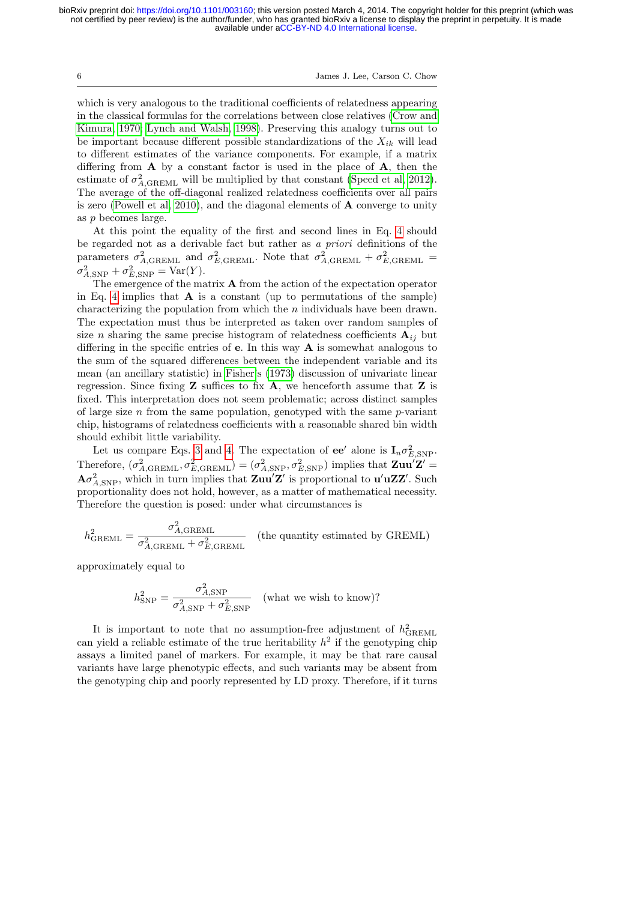which is very analogous to the traditional coefficients of relatedness appearing in the classical formulas for the correlations between close relatives (Crow and Kimura, 1970; Lynch and Walsh, 1998). Preserving this analogy turns out to be important because different possible standardizations of the $X_{ik}$ will lead to different estimates of the variance components. For example, if a matrix differing from $\mathbf{A}$ by a constant factor is used in the place of $\mathbf{A}$, then the estimate of $\sigma^2_{A,\mathrm{GREML}}$ will be multiplied by that constant (Speed et al, 2012). The average of the off-diagonal realized relatedness coefficients over all pairs is zero (Powell et al, 2010), and the diagonal elements of $\mathbf{A}$ converge to unity as $p$ becomes large.

At this point the equality of the first and second lines in Eq. 4 should be regarded not as a derivable fact but rather as *a priori* definitions of the parameters $\sigma^2_{A,\mathrm{GREML}}$ and $\sigma^2_{E,\mathrm{GREML}}$. Note that $\sigma^2_{A,\mathrm{GREML}} + \sigma^2_{E,\mathrm{GREML}} = \sigma^2_{A,\mathrm{SNP}} + \sigma^2_{E,\mathrm{SNP}} = \mathrm{Var}(Y)$.

The emergence of the matrix $\mathbf{A}$ from the action of the expectation operator in Eq. 4 implies that $\mathbf{A}$ is a constant (up to permutations of the sample) characterizing the population from which the $n$ individuals have been drawn. The expectation must thus be interpreted as taken over random samples of size $n$ sharing the same precise histogram of relatedness coefficients $\mathbf{A}_{ij}$ but differing in the specific entries of $\mathbf{e}$. In this way $\mathbf{A}$ is somewhat analogous to the sum of the squared differences between the independent variable and its mean (an ancillary statistic) in Fisher's (1973) discussion of univariate linear regression. Since fixing $\mathbf{Z}$ suffices to fix $\mathbf{A}$, we henceforth assume that $\mathbf{Z}$ is fixed. This interpretation does not seem problematic; across distinct samples of large size $n$ from the same population, genotyped with the same $p$-variant chip, histograms of relatedness coefficients with a reasonable shared bin width should exhibit little variability.

Let us compare Eqs. 3 and 4. The expectation of $\mathbf{ee}'$ alone is $\mathbf{I}_n \sigma^2_{E,\mathrm{SNP}}$. Therefore, $(\sigma^2_{A,\mathrm{GREML}}, \sigma^2_{E,\mathrm{GREML}}) = (\sigma^2_{A,\mathrm{SNP}}, \sigma^2_{E,\mathrm{SNP}})$ implies that $\mathbf{Zuu}'\mathbf{Z}' = \mathbf{A}\sigma^2_{A,\mathrm{SNP}}$, which in turn implies that $\mathbf{Zuu}'\mathbf{Z}'$ is proportional to $\mathbf{u}'\mathbf{u}\mathbf{ZZ}'$. Such proportionality does not hold, however, as a matter of mathematical necessity. Therefore the question is posed: under what circumstances is

$$h^2_{\mathrm{GREML}} = \frac{\sigma^2_{A,\mathrm{GREML}}}{\sigma^2_{A,\mathrm{GREML}} + \sigma^2_{E,\mathrm{GREML}}} \quad \text{(the quantity estimated by GREML)}$$

approximately equal to

$$h^2_{\mathrm{SNP}} = \frac{\sigma^2_{A,\mathrm{SNP}}}{\sigma^2_{A,\mathrm{SNP}} + \sigma^2_{E,\mathrm{SNP}}} \quad \text{(what we wish to know)?}$$

It is important to note that no assumption-free adjustment of $h^2_{\mathrm{GREML}}$ can yield a reliable estimate of the true heritability $h^2$ if the genotyping chip assays a limited panel of markers. For example, it may be that rare causal variants have large phenotypic effects, and such variants may be absent from the genotyping chip and poorly represented by LD proxy. Therefore, if it turns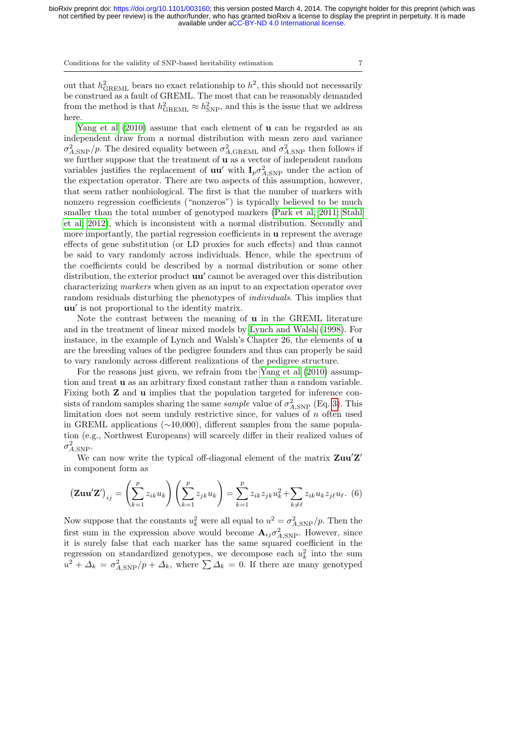out that $h^2_{\text{GREML}}$ bears no exact relationship to $h^2$, this should not necessarily be construed as a fault of GREML. The most that can be reasonably demanded from the method is that $h^2_{\text{GREML}} \approx h^2_{\text{SNP}}$, and this is the issue that we address here.

Yang et al (2010) assume that each element of $\mathbf{u}$ can be regarded as an independent draw from a normal distribution with mean zero and variance $\sigma^2_{A,\text{SNP}}/p$. The desired equality between $\sigma^2_{A,\text{GREML}}$ and $\sigma^2_{A,\text{SNP}}$ then follows if we further suppose that the treatment of $\mathbf{u}$ as a vector of independent random variables justifies the replacement of $\mathbf{uu}'$ with $\mathbf{I}_p\sigma^2_{A,\text{SNP}}$ under the action of the expectation operator. There are two aspects of this assumption, however, that seem rather nonbiological. The first is that the number of markers with nonzero regression coefficients ("nonzeros") is typically believed to be much smaller than the total number of genotyped markers (Park et al, 2011; Stahl et al, 2012), which is inconsistent with a normal distribution. Secondly and more importantly, the partial regression coefficients in $\mathbf{u}$ represent the average effects of gene substitution (or LD proxies for such effects) and thus cannot be said to vary randomly across individuals. Hence, while the spectrum of the coefficients could be described by a normal distribution or some other distribution, the exterior product $\mathbf{uu}'$ cannot be averaged over this distribution characterizing *markers* when given as an input to an expectation operator over random residuals disturbing the phenotypes of *individuals*. This implies that $\mathbf{uu}'$ is not proportional to the identity matrix.

Note the contrast between the meaning of $\mathbf{u}$ in the GREML literature and in the treatment of linear mixed models by Lynch and Walsh (1998). For instance, in the example of Lynch and Walsh's Chapter 26, the elements of $\mathbf{u}$ are the breeding values of the pedigree founders and thus can properly be said to vary randomly across different realizations of the pedigree structure.

For the reasons just given, we refrain from the Yang et al (2010) assumption and treat $\mathbf{u}$ as an arbitrary fixed constant rather than a random variable. Fixing both $\mathbf{Z}$ and $\mathbf{u}$ implies that the population targeted for inference consists of random samples sharing the same *sample* value of $\sigma^2_{A,\text{SNP}}$ (Eq. 3). This limitation does not seem unduly restrictive since, for values of $n$ often used in GREML applications (∼10,000), different samples from the same population (e.g., Northwest Europeans) will scarcely differ in their realized values of $\sigma^2_{A,\text{SNP}}$.

We can now write the typical off-diagonal element of the matrix $\mathbf{Zuu}'\mathbf{Z}'$ in component form as

$$\left(\mathbf{Zuu}'\mathbf{Z}'\right)_{ij} = \left(\sum_{k=1}^{p} z_{ik}u_k\right)\left(\sum_{k=1}^{p} z_{jk}u_k\right) = \sum_{k=1}^{p} z_{ik}z_{jk}u_k^2 + \sum_{k\neq\ell} z_{ik}u_k z_{j\ell}u_\ell. \quad (6)$$

Now suppose that the constants $u_k^2$ were all equal to $u^2 = \sigma^2_{A,\text{SNP}}/p$. Then the first sum in the expression above would become $\mathbf{A}_{ij}\sigma^2_{A,\text{SNP}}$. However, since it is surely false that each marker has the same squared coefficient in the regression on standardized genotypes, we decompose each $u_k^2$ into the sum $u^2 + \Delta_k = \sigma^2_{A,\text{SNP}}/p + \Delta_k$, where $\sum \Delta_k = 0$. If there are many genotyped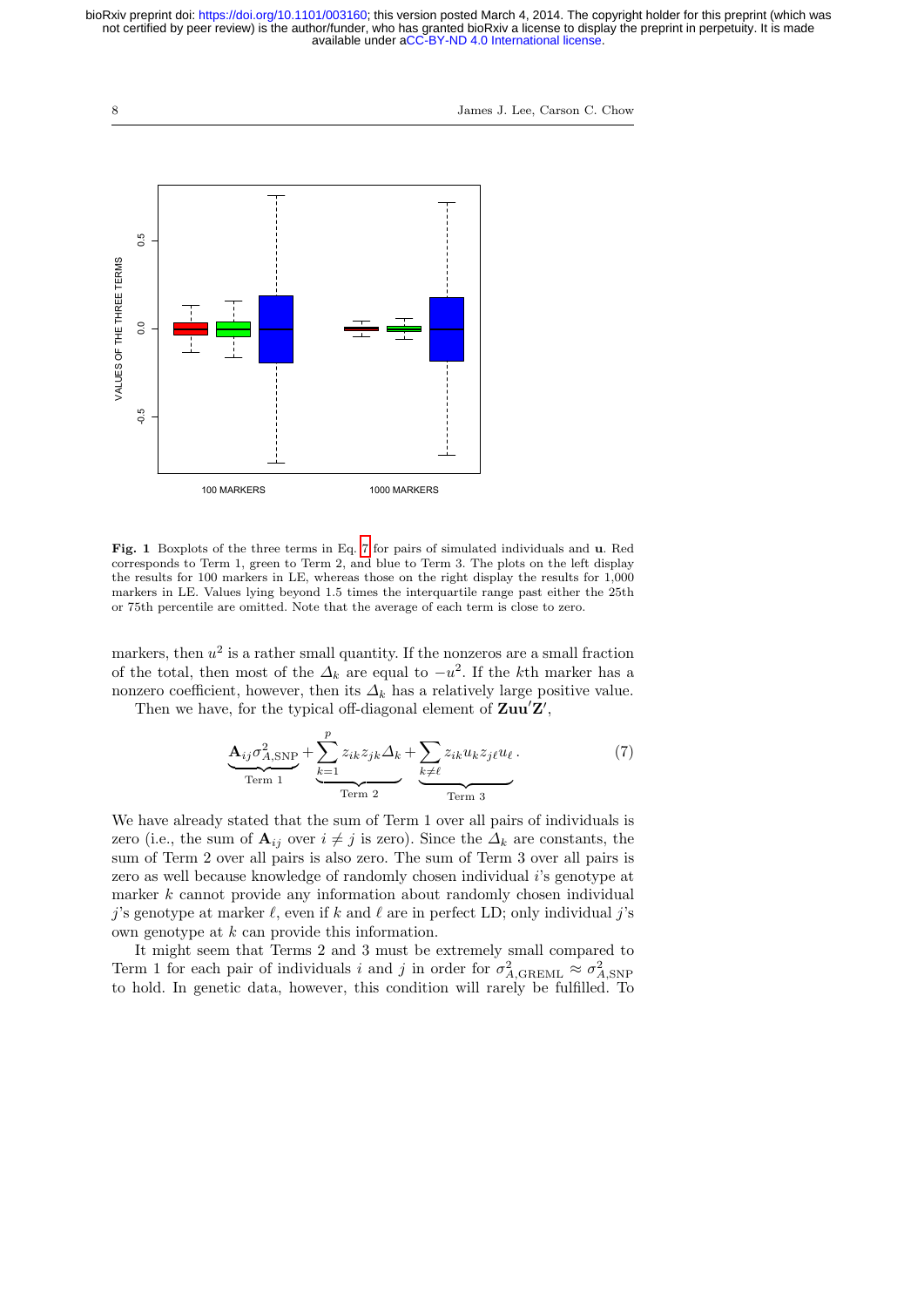**Fig. 1** Boxplots of the three terms in Eq. 7 for pairs of simulated individuals and $\mathbf{u}$. Red corresponds to Term 1, green to Term 2, and blue to Term 3. The plots on the left display the results for 100 markers in LE, whereas those on the right display the results for 1,000 markers in LE. Values lying beyond 1.5 times the interquartile range past either the 25th or 75th percentile are omitted. Note that the average of each term is close to zero.

markers, then $u^2$ is a rather small quantity. If the nonzeros are a small fraction of the total, then most of the $\Delta_k$ are equal to $-u^2$. If the $k$th marker has a nonzero coefficient, however, then its $\Delta_k$ has a relatively large positive value.

Then we have, for the typical off-diagonal element of $\mathbf{Zuu'Z'}$,

$$\underbrace{\mathbf{A}_{ij}\sigma^2_{A,\mathrm{SNP}}}_{\text{Term 1}} + \underbrace{\sum_{k=1}^{p} z_{ik}z_{jk}\Delta_k}_{\text{Term 2}} + \underbrace{\sum_{k\neq\ell} z_{ik}u_k z_{j\ell}u_\ell}_{\text{Term 3}}. \tag{7}$$

We have already stated that the sum of Term 1 over all pairs of individuals is zero (i.e., the sum of $\mathbf{A}_{ij}$ over $i \neq j$ is zero). Since the $\Delta_k$ are constants, the sum of Term 2 over all pairs is also zero. The sum of Term 3 over all pairs is zero as well because knowledge of randomly chosen individual $i$'s genotype at marker $k$ cannot provide any information about randomly chosen individual $j$'s genotype at marker $\ell$, even if $k$ and $\ell$ are in perfect LD; only individual $j$'s own genotype at $k$ can provide this information.

It might seem that Terms 2 and 3 must be extremely small compared to Term 1 for each pair of individuals $i$ and $j$ in order for $\sigma^2_{A,\mathrm{GREML}} \approx \sigma^2_{A,\mathrm{SNP}}$ to hold. In genetic data, however, this condition will rarely be fulfilled. To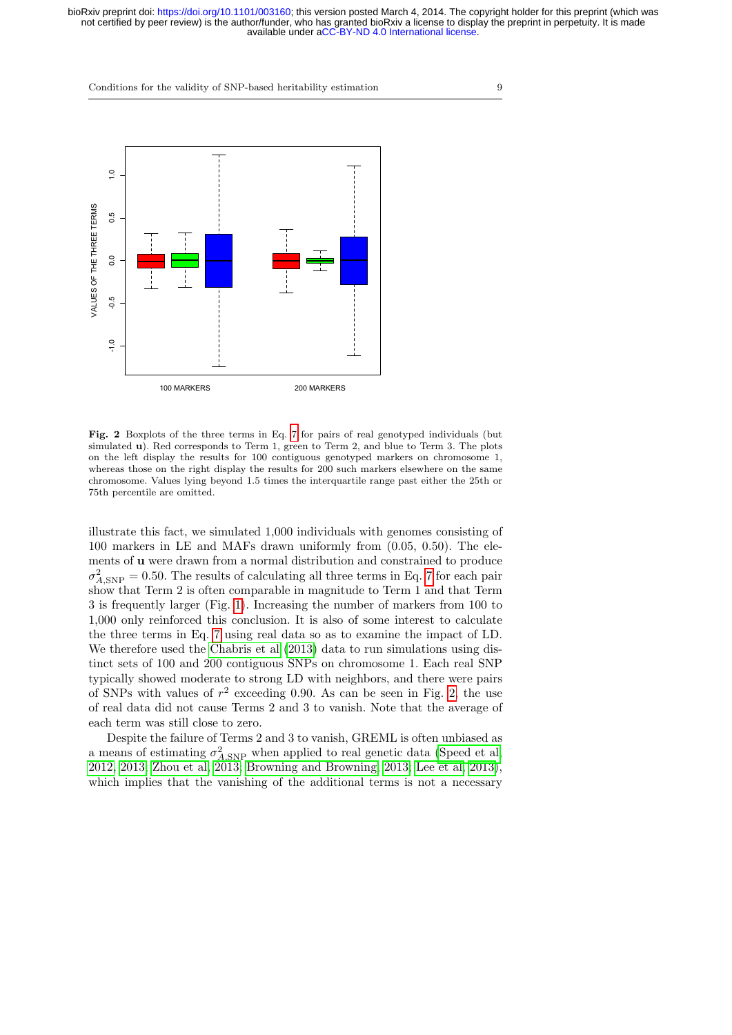**Fig. 2** Boxplots of the three terms in Eq. 7 for pairs of real genotyped individuals (but simulated **u**). Red corresponds to Term 1, green to Term 2, and blue to Term 3. The plots on the left display the results for 100 contiguous genotyped markers on chromosome 1, whereas those on the right display the results for 200 such markers elsewhere on the same chromosome. Values lying beyond 1.5 times the interquartile range past either the 25th or 75th percentile are omitted.

illustrate this fact, we simulated 1,000 individuals with genomes consisting of 100 markers in LE and MAFs drawn uniformly from (0.05, 0.50). The elements of **u** were drawn from a normal distribution and constrained to produce $\sigma^2_{A,\mathrm{SNP}} = 0.50$. The results of calculating all three terms in Eq. 7 for each pair show that Term 2 is often comparable in magnitude to Term 1 and that Term 3 is frequently larger (Fig. 1). Increasing the number of markers from 100 to 1,000 only reinforced this conclusion. It is also of some interest to calculate the three terms in Eq. 7 using real data so as to examine the impact of LD. We therefore used the Chabris et al (2013) data to run simulations using distinct sets of 100 and 200 contiguous SNPs on chromosome 1. Each real SNP typically showed moderate to strong LD with neighbors, and there were pairs of SNPs with values of $r^2$ exceeding 0.90. As can be seen in Fig. 2, the use of real data did not cause Terms 2 and 3 to vanish. Note that the average of each term was still close to zero.

Despite the failure of Terms 2 and 3 to vanish, GREML is often unbiased as a means of estimating $\sigma^2_{A,\mathrm{SNP}}$ when applied to real genetic data (Speed et al 2012, 2013; Zhou et al 2013; Browning and Browning 2013; Lee et al 2013), which implies that the vanishing of the additional terms is not a necessary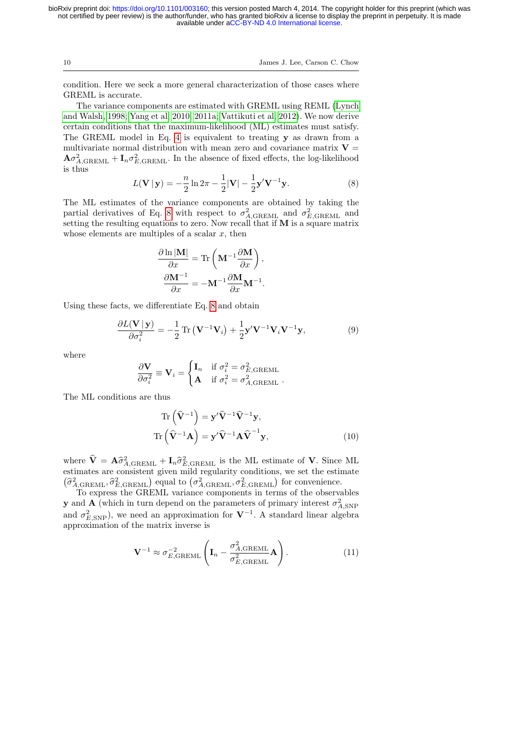condition. Here we seek a more general characterization of those cases where GREML is accurate.

The variance components are estimated with GREML using REML (Lynch and Walsh 1998; Yang et al 2010, 2011a; Vattikuti et al 2012). We now derive certain conditions that the maximum-likelihood (ML) estimates must satisfy. The GREML model in Eq. 4 is equivalent to treating $\mathbf{y}$ as drawn from a multivariate normal distribution with mean zero and covariance matrix $\mathbf{V} = \mathbf{A}\sigma^2_{A,\text{GREML}} + \mathbf{I}_n\sigma^2_{E,\text{GREML}}$. In the absence of fixed effects, the log-likelihood is thus

$$L(\mathbf{V} \,|\, \mathbf{y}) = -\frac{n}{2}\ln 2\pi - \frac{1}{2}|\mathbf{V}| - \frac{1}{2}\mathbf{y}'\mathbf{V}^{-1}\mathbf{y}. \tag{8}$$

The ML estimates of the variance components are obtained by taking the partial derivatives of Eq. 8 with respect to $\sigma^2_{A,\text{GREML}}$ and $\sigma^2_{E,\text{GREML}}$ and setting the resulting equations to zero. Now recall that if $\mathbf{M}$ is a square matrix whose elements are multiples of a scalar $x$, then

$$\frac{\partial \ln |\mathbf{M}|}{\partial x} = \text{Tr}\left(\mathbf{M}^{-1}\frac{\partial \mathbf{M}}{\partial x}\right),$$
$$\frac{\partial \mathbf{M}^{-1}}{\partial x} = -\mathbf{M}^{-1}\frac{\partial \mathbf{M}}{\partial x}\mathbf{M}^{-1}.$$

Using these facts, we differentiate Eq. 8 and obtain

$$\frac{\partial L(\mathbf{V} \,|\, \mathbf{y})}{\partial \sigma^2_i} = -\frac{1}{2}\,\text{Tr}\left(\mathbf{V}^{-1}\mathbf{V}_i\right) + \frac{1}{2}\mathbf{y}'\mathbf{V}^{-1}\mathbf{V}_i\mathbf{V}^{-1}\mathbf{y}, \tag{9}$$

where

$$\frac{\partial \mathbf{V}}{\partial \sigma^2_i} \equiv \mathbf{V}_i = \begin{cases} \mathbf{I}_n & \text{if } \sigma^2_i = \sigma^2_{E,\text{GREML}} \\ \mathbf{A} & \text{if } \sigma^2_i = \sigma^2_{A,\text{GREML}} \end{cases}.$$

The ML conditions are thus

$$\text{Tr}\left(\widehat{\mathbf{V}}^{-1}\right) = \mathbf{y}'\widehat{\mathbf{V}}^{-1}\widehat{\mathbf{V}}^{-1}\mathbf{y},$$
$$\text{Tr}\left(\widehat{\mathbf{V}}^{-1}\mathbf{A}\right) = \mathbf{y}'\widehat{\mathbf{V}}^{-1}\mathbf{A}\widehat{\mathbf{V}}^{-1}\mathbf{y}, \tag{10}$$

where $\widehat{\mathbf{V}} = \mathbf{A}\widehat{\sigma}^2_{A,\text{GREML}} + \mathbf{I}_n\widehat{\sigma}^2_{E,\text{GREML}}$ is the ML estimate of $\mathbf{V}$. Since ML estimates are consistent given mild regularity conditions, we set the estimate $\left(\widehat{\sigma}^2_{A,\text{GREML}}, \widehat{\sigma}^2_{E,\text{GREML}}\right)$ equal to $\left(\sigma^2_{A,\text{GREML}}, \sigma^2_{E,\text{GREML}}\right)$ for convenience.

To express the GREML variance components in terms of the observables $\mathbf{y}$ and $\mathbf{A}$ (which in turn depend on the parameters of primary interest $\sigma^2_{A,\text{SNP}}$ and $\sigma^2_{E,\text{SNP}}$), we need an approximation for $\mathbf{V}^{-1}$. A standard linear algebra approximation of the matrix inverse is

$$\mathbf{V}^{-1} \approx \sigma^{-2}_{E,\text{GREML}}\left(\mathbf{I}_n - \frac{\sigma^2_{A,\text{GREML}}}{\sigma^2_{E,\text{GREML}}}\mathbf{A}\right). \tag{11}$$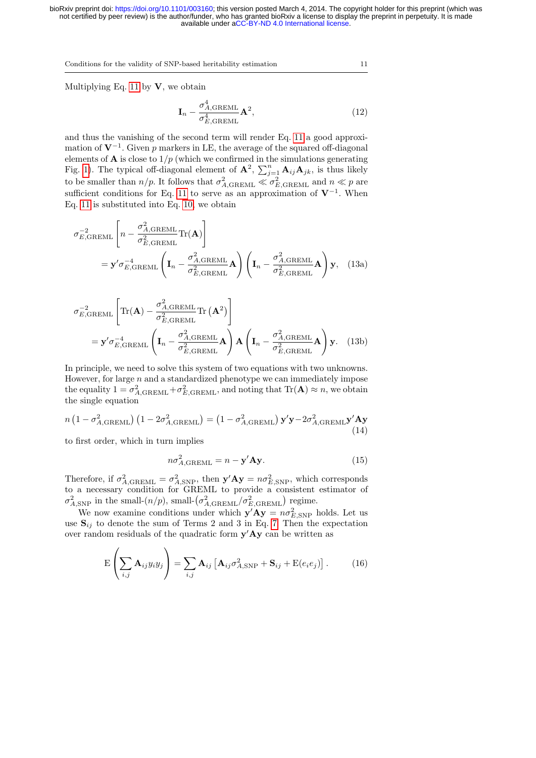Multiplying Eq. 11 by $\mathbf{V}$, we obtain

$$
\mathbf{I}_n - \frac{\sigma^4_{A,\mathrm{GREML}}}{\sigma^4_{E,\mathrm{GREML}}}\mathbf{A}^2, \tag{12}
$$

and thus the vanishing of the second term will render Eq. 11 a good approximation of $\mathbf{V}^{-1}$. Given $p$ markers in LE, the average of the squared off-diagonal elements of $\mathbf{A}$ is close to $1/p$ (which we confirmed in the simulations generating Fig. 1). The typical off-diagonal element of $\mathbf{A}^2$, $\sum_{j=1}^{n}\mathbf{A}_{ij}\mathbf{A}_{jk}$, is thus likely to be smaller than $n/p$. It follows that $\sigma^2_{A,\mathrm{GREML}} \ll \sigma^2_{E,\mathrm{GREML}}$ and $n \ll p$ are sufficient conditions for Eq. 11 to serve as an approximation of $\mathbf{V}^{-1}$. When Eq. 11 is substituted into Eq. 10, we obtain

$$
\sigma^{-2}_{E,\mathrm{GREML}}\left[n - \frac{\sigma^2_{A,\mathrm{GREML}}}{\sigma^2_{E,\mathrm{GREML}}}\mathrm{Tr}(\mathbf{A})\right]
= \mathbf{y}'\sigma^{-4}_{E,\mathrm{GREML}}\left(\mathbf{I}_n - \frac{\sigma^2_{A,\mathrm{GREML}}}{\sigma^2_{E,\mathrm{GREML}}}\mathbf{A}\right)\left(\mathbf{I}_n - \frac{\sigma^2_{A,\mathrm{GREML}}}{\sigma^2_{E,\mathrm{GREML}}}\mathbf{A}\right)\mathbf{y}, \tag{13a}
$$

$$
\sigma^{-2}_{E,\mathrm{GREML}}\left[\mathrm{Tr}(\mathbf{A}) - \frac{\sigma^2_{A,\mathrm{GREML}}}{\sigma^2_{E,\mathrm{GREML}}}\mathrm{Tr}\left(\mathbf{A}^2\right)\right]
= \mathbf{y}'\sigma^{-4}_{E,\mathrm{GREML}}\left(\mathbf{I}_n - \frac{\sigma^2_{A,\mathrm{GREML}}}{\sigma^2_{E,\mathrm{GREML}}}\mathbf{A}\right)\mathbf{A}\left(\mathbf{I}_n - \frac{\sigma^2_{A,\mathrm{GREML}}}{\sigma^2_{E,\mathrm{GREML}}}\mathbf{A}\right)\mathbf{y}. \tag{13b}
$$

In principle, we need to solve this system of two equations with two unknowns. However, for large $n$ and a standardized phenotype we can immediately impose the equality $1 = \sigma^2_{A,\mathrm{GREML}} + \sigma^2_{E,\mathrm{GREML}}$, and noting that $\mathrm{Tr}(\mathbf{A}) \approx n$, we obtain the single equation

$$
n\left(1 - \sigma^2_{A,\mathrm{GREML}}\right)\left(1 - 2\sigma^2_{A,\mathrm{GREML}}\right) = \left(1 - \sigma^2_{A,\mathrm{GREML}}\right)\mathbf{y}'\mathbf{y} - 2\sigma^2_{A,\mathrm{GREML}}\mathbf{y}'\mathbf{A}\mathbf{y} \tag{14}
$$

to first order, which in turn implies

$$
n\sigma^2_{A,\mathrm{GREML}} = n - \mathbf{y}'\mathbf{A}\mathbf{y}. \tag{15}
$$

Therefore, if $\sigma^2_{A,\mathrm{GREML}} = \sigma^2_{A,\mathrm{SNP}}$, then $\mathbf{y}'\mathbf{A}\mathbf{y} = n\sigma^2_{E,\mathrm{SNP}}$, which corresponds to a necessary condition for GREML to provide a consistent estimator of $\sigma^2_{A,\mathrm{SNP}}$ in the small-$(n/p)$, small-$(\sigma^2_{A,\mathrm{GREML}}/\sigma^2_{E,\mathrm{GREML}})$ regime.

We now examine conditions under which $\mathbf{y}'\mathbf{A}\mathbf{y} = n\sigma^2_{E,\mathrm{SNP}}$ holds. Let us use $\mathbf{S}_{ij}$ to denote the sum of Terms 2 and 3 in Eq. 7. Then the expectation over random residuals of the quadratic form $\mathbf{y}'\mathbf{A}\mathbf{y}$ can be written as

$$
\mathrm{E}\left(\sum_{i,j}\mathbf{A}_{ij}y_i y_j\right) = \sum_{i,j}\mathbf{A}_{ij}\left[\mathbf{A}_{ij}\sigma^2_{A,\mathrm{SNP}} + \mathbf{S}_{ij} + \mathrm{E}(e_i e_j)\right]. \tag{16}
$$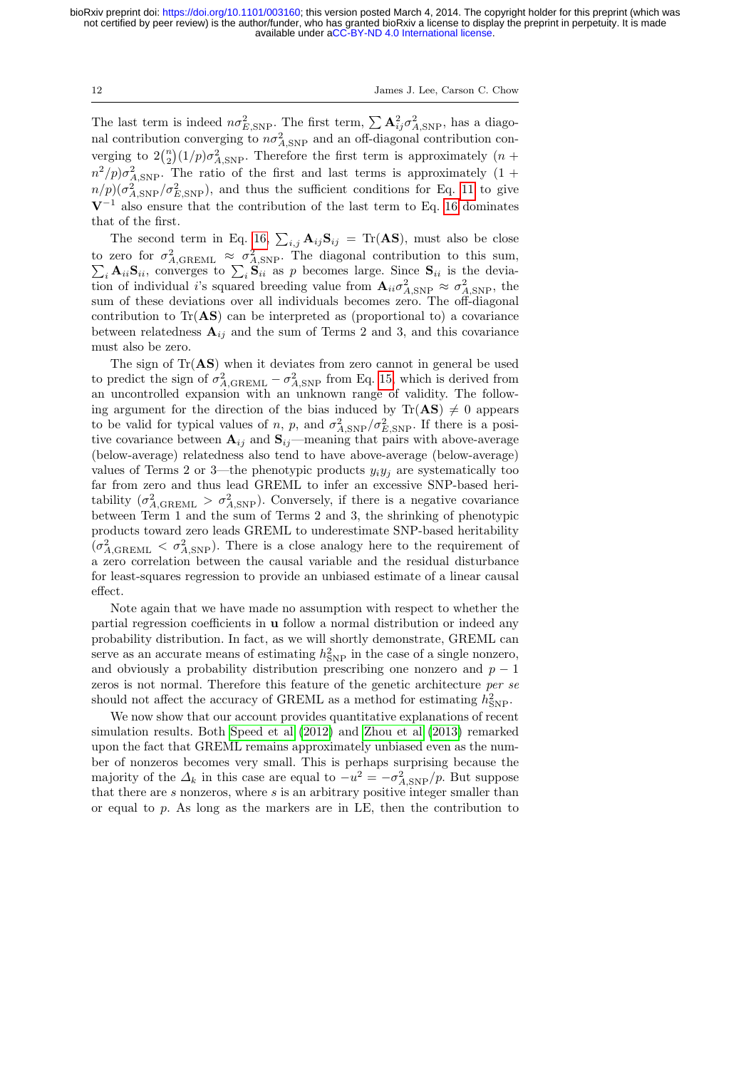The last term is indeed $n\sigma^2_{E,\text{SNP}}$. The first term, $\sum \mathbf{A}_{ij}^2 \sigma^2_{A,\text{SNP}}$, has a diagonal contribution converging to $n\sigma^2_{A,\text{SNP}}$ and an off-diagonal contribution converging to $2\binom{n}{2}(1/p)\sigma^2_{A,\text{SNP}}$. Therefore the first term is approximately $(n + n^2/p)\sigma^2_{A,\text{SNP}}$. The ratio of the first and last terms is approximately $(1 + n/p)(\sigma^2_{A,\text{SNP}}/\sigma^2_{E,\text{SNP}})$, and thus the sufficient conditions for Eq. 11 to give $\mathbf{V}^{-1}$ also ensure that the contribution of the last term to Eq. 16 dominates that of the first.

The second term in Eq. 16, $\sum_{i,j} \mathbf{A}_{ij}\mathbf{S}_{ij} = \text{Tr}(\mathbf{AS})$, must also be close to zero for $\sigma^2_{A,\text{GREML}} \approx \sigma^2_{A,\text{SNP}}$. The diagonal contribution to this sum, $\sum_i \mathbf{A}_{ii}\mathbf{S}_{ii}$, converges to $\sum_i \mathbf{S}_{ii}$ as $p$ becomes large. Since $\mathbf{S}_{ii}$ is the deviation of individual $i$'s squared breeding value from $\mathbf{A}_{ii}\sigma^2_{A,\text{SNP}} \approx \sigma^2_{A,\text{SNP}}$, the sum of these deviations over all individuals becomes zero. The off-diagonal contribution to $\text{Tr}(\mathbf{AS})$ can be interpreted as (proportional to) a covariance between relatedness $\mathbf{A}_{ij}$ and the sum of Terms 2 and 3, and this covariance must also be zero.

The sign of $\text{Tr}(\mathbf{AS})$ when it deviates from zero cannot in general be used to predict the sign of $\sigma^2_{A,\text{GREML}} - \sigma^2_{A,\text{SNP}}$ from Eq. 15, which is derived from an uncontrolled expansion with an unknown range of validity. The following argument for the direction of the bias induced by $\text{Tr}(\mathbf{AS}) \neq 0$ appears to be valid for typical values of $n$, $p$, and $\sigma^2_{A,\text{SNP}}/\sigma^2_{E,\text{SNP}}$. If there is a positive covariance between $\mathbf{A}_{ij}$ and $\mathbf{S}_{ij}$—meaning that pairs with above-average (below-average) relatedness also tend to have above-average (below-average) values of Terms 2 or 3—the phenotypic products $y_i y_j$ are systematically too far from zero and thus lead GREML to infer an excessive SNP-based heritability ($\sigma^2_{A,\text{GREML}} > \sigma^2_{A,\text{SNP}}$). Conversely, if there is a negative covariance between Term 1 and the sum of Terms 2 and 3, the shrinking of phenotypic products toward zero leads GREML to underestimate SNP-based heritability ($\sigma^2_{A,\text{GREML}} < \sigma^2_{A,\text{SNP}}$). There is a close analogy here to the requirement of a zero correlation between the causal variable and the residual disturbance for least-squares regression to provide an unbiased estimate of a linear causal effect.

Note again that we have made no assumption with respect to whether the partial regression coefficients in $\mathbf{u}$ follow a normal distribution or indeed any probability distribution. In fact, as we will shortly demonstrate, GREML can serve as an accurate means of estimating $h^2_{\text{SNP}}$ in the case of a single nonzero, and obviously a probability distribution prescribing one nonzero and $p-1$ zeros is not normal. Therefore this feature of the genetic architecture *per se* should not affect the accuracy of GREML as a method for estimating $h^2_{\text{SNP}}$.

We now show that our account provides quantitative explanations of recent simulation results. Both Speed et al (2012) and Zhou et al (2013) remarked upon the fact that GREML remains approximately unbiased even as the number of nonzeros becomes very small. This is perhaps surprising because the majority of the $\Delta_k$ in this case are equal to $-u^2 = -\sigma^2_{A,\text{SNP}}/p$. But suppose that there are $s$ nonzeros, where $s$ is an arbitrary positive integer smaller than or equal to $p$. As long as the markers are in LE, then the contribution to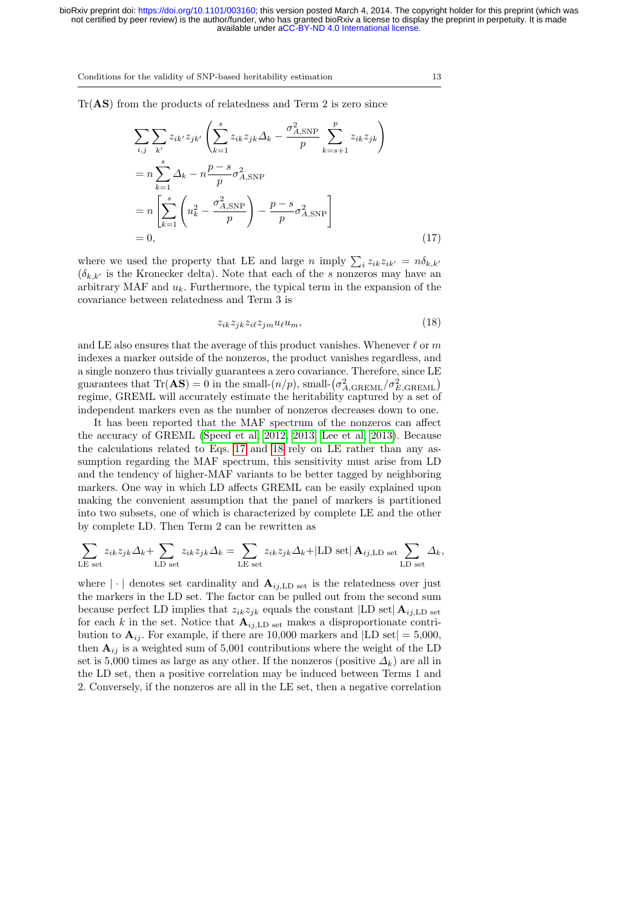$\mathrm{Tr}(\mathbf{AS})$ from the products of relatedness and Term 2 is zero since

$$\begin{aligned}
&\sum_{i,j}\sum_{k'} z_{ik'}z_{jk'}\left(\sum_{k=1}^{s} z_{ik}z_{jk}\Delta_k - \frac{\sigma^2_{A,\mathrm{SNP}}}{p}\sum_{k=s+1}^{p} z_{ik}z_{jk}\right)\\
&= n\sum_{k=1}^{s}\Delta_k - n\frac{p-s}{p}\sigma^2_{A,\mathrm{SNP}}\\
&= n\left[\sum_{k=1}^{s}\left(u_k^2 - \frac{\sigma^2_{A,\mathrm{SNP}}}{p}\right) - \frac{p-s}{p}\sigma^2_{A,\mathrm{SNP}}\right]\\
&= 0,
\end{aligned} \tag{17}$$

where we used the property that LE and large $n$ imply $\sum_i z_{ik}z_{ik'} = n\delta_{k,k'}$ ($\delta_{k,k'}$ is the Kronecker delta). Note that each of the $s$ nonzeros may have an arbitrary MAF and $u_k$. Furthermore, the typical term in the expansion of the covariance between relatedness and Term 3 is

$$z_{ik}z_{jk}z_{i\ell}z_{jm}u_\ell u_m, \tag{18}$$

and LE also ensures that the average of this product vanishes. Whenever $\ell$ or $m$ indexes a marker outside of the nonzeros, the product vanishes regardless, and a single nonzero thus trivially guarantees a zero covariance. Therefore, since LE guarantees that $\mathrm{Tr}(\mathbf{AS}) = 0$ in the small-$(n/p)$, small-$\left(\sigma^2_{A,\mathrm{GREML}}/\sigma^2_{E,\mathrm{GREML}}\right)$ regime, GREML will accurately estimate the heritability captured by a set of independent markers even as the number of nonzeros decreases down to one.

It has been reported that the MAF spectrum of the nonzeros can affect the accuracy of GREML (Speed et al. 2012, 2013; Lee et al. 2013). Because the calculations related to Eqs. 17 and 18 rely on LE rather than any assumption regarding the MAF spectrum, this sensitivity must arise from LD and the tendency of higher-MAF variants to be better tagged by neighboring markers. One way in which LD affects GREML can be easily explained upon making the convenient assumption that the panel of markers is partitioned into two subsets, one of which is characterized by complete LE and the other by complete LD. Then Term 2 can be rewritten as

$$\sum_{\text{LE set}} z_{ik}z_{jk}\Delta_k + \sum_{\text{LD set}} z_{ik}z_{jk}\Delta_k = \sum_{\text{LE set}} z_{ik}z_{jk}\Delta_k + |\text{LD set}|\,\mathbf{A}_{ij,\text{LD set}}\sum_{\text{LD set}}\Delta_k,$$

where $|\cdot|$ denotes set cardinality and $\mathbf{A}_{ij,\text{LD set}}$ is the relatedness over just the markers in the LD set. The factor can be pulled out from the second sum because perfect LD implies that $z_{ik}z_{jk}$ equals the constant $|\text{LD set}|\,\mathbf{A}_{ij,\text{LD set}}$ for each $k$ in the set. Notice that $\mathbf{A}_{ij,\text{LD set}}$ makes a disproportionate contribution to $\mathbf{A}_{ij}$. For example, if there are 10,000 markers and $|\text{LD set}| = 5{,}000$, then $\mathbf{A}_{ij}$ is a weighted sum of 5,001 contributions where the weight of the LD set is 5,000 times as large as any other. If the nonzeros (positive $\Delta_k$) are all in the LD set, then a positive correlation may be induced between Terms 1 and 2. Conversely, if the nonzeros are all in the LE set, then a negative correlation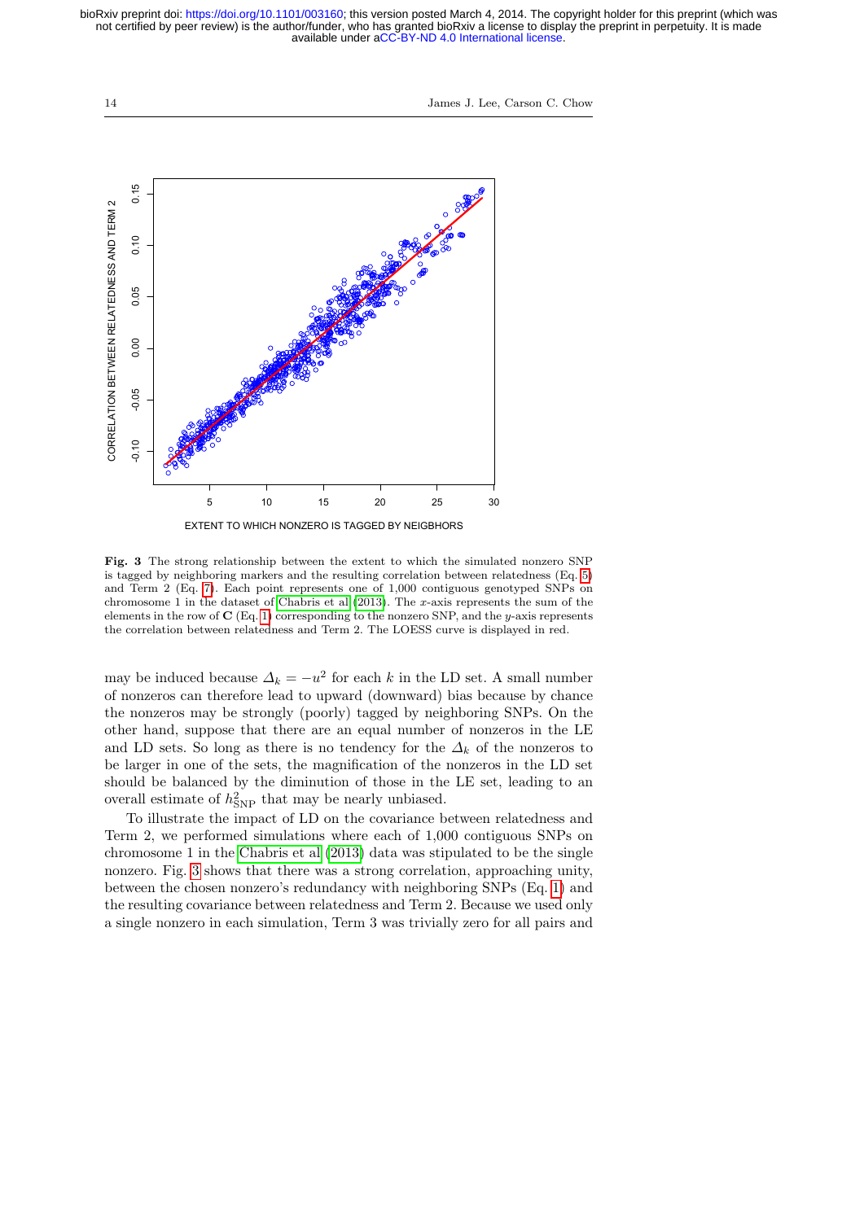**Fig. 3** The strong relationship between the extent to which the simulated nonzero SNP is tagged by neighboring markers and the resulting correlation between relatedness (Eq. 5) and Term 2 (Eq. 7). Each point represents one of 1,000 contiguous genotyped SNPs on chromosome 1 in the dataset of Chabris et al (2013). The $x$-axis represents the sum of the elements in the row of $\mathbf{C}$ (Eq. 1) corresponding to the nonzero SNP, and the $y$-axis represents the correlation between relatedness and Term 2. The LOESS curve is displayed in red.

may be induced because $\Delta_k = -u^2$ for each $k$ in the LD set. A small number of nonzeros can therefore lead to upward (downward) bias because by chance the nonzeros may be strongly (poorly) tagged by neighboring SNPs. On the other hand, suppose that there are an equal number of nonzeros in the LE and LD sets. So long as there is no tendency for the $\Delta_k$ of the nonzeros to be larger in one of the sets, the magnification of the nonzeros in the LD set should be balanced by the diminution of those in the LE set, leading to an overall estimate of $h^2_{\text{SNP}}$ that may be nearly unbiased.

To illustrate the impact of LD on the covariance between relatedness and Term 2, we performed simulations where each of 1,000 contiguous SNPs on chromosome 1 in the Chabris et al (2013) data was stipulated to be the single nonzero. Fig. 3 shows that there was a strong correlation, approaching unity, between the chosen nonzero's redundancy with neighboring SNPs (Eq. 1) and the resulting covariance between relatedness and Term 2. Because we used only a single nonzero in each simulation, Term 3 was trivially zero for all pairs and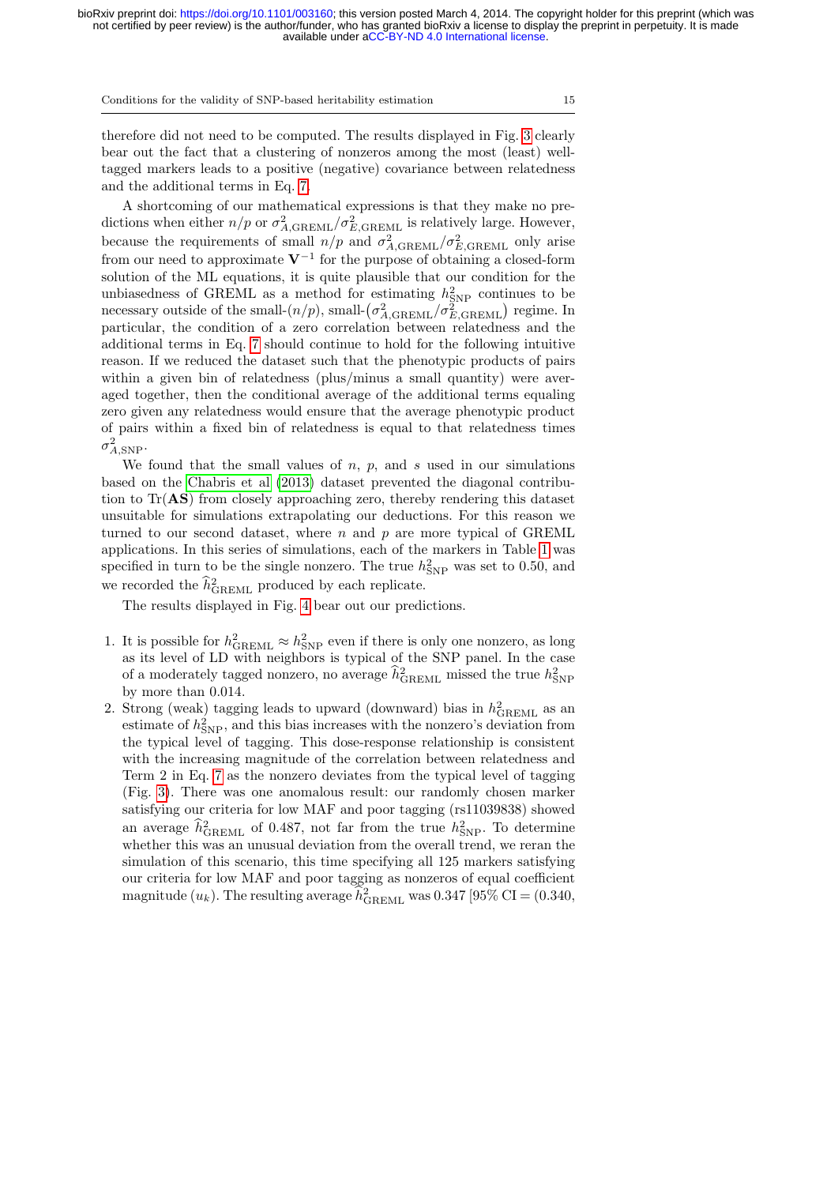therefore did not need to be computed. The results displayed in Fig. 3 clearly bear out the fact that a clustering of nonzeros among the most (least) well-tagged markers leads to a positive (negative) covariance between relatedness and the additional terms in Eq. 7.

A shortcoming of our mathematical expressions is that they make no predictions when either $n/p$ or $\sigma^2_{A,\mathrm{GREML}}/\sigma^2_{E,\mathrm{GREML}}$ is relatively large. However, because the requirements of small $n/p$ and $\sigma^2_{A,\mathrm{GREML}}/\sigma^2_{E,\mathrm{GREML}}$ only arise from our need to approximate $\mathbf{V}^{-1}$ for the purpose of obtaining a closed-form solution of the ML equations, it is quite plausible that our condition for the unbiasedness of GREML as a method for estimating $h^2_{\mathrm{SNP}}$ continues to be necessary outside of the small-$(n/p)$, small-$(\sigma^2_{A,\mathrm{GREML}}/\sigma^2_{E,\mathrm{GREML}})$ regime. In particular, the condition of a zero correlation between relatedness and the additional terms in Eq. 7 should continue to hold for the following intuitive reason. If we reduced the dataset such that the phenotypic products of pairs within a given bin of relatedness (plus/minus a small quantity) were averaged together, then the conditional average of the additional terms equaling zero given any relatedness would ensure that the average phenotypic product of pairs within a fixed bin of relatedness is equal to that relatedness times $\sigma^2_{A,\mathrm{SNP}}$.

We found that the small values of $n$, $p$, and $s$ used in our simulations based on the Chabris et al (2013) dataset prevented the diagonal contribution to $\mathrm{Tr}(\mathbf{AS})$ from closely approaching zero, thereby rendering this dataset unsuitable for simulations extrapolating our deductions. For this reason we turned to our second dataset, where $n$ and $p$ are more typical of GREML applications. In this series of simulations, each of the markers in Table 1 was specified in turn to be the single nonzero. The true $h^2_{\mathrm{SNP}}$ was set to 0.50, and we recorded the $\widehat{h}^2_{\mathrm{GREML}}$ produced by each replicate.

The results displayed in Fig. 4 bear out our predictions.

1. It is possible for $h^2_{\mathrm{GREML}} \approx h^2_{\mathrm{SNP}}$ even if there is only one nonzero, as long as its level of LD with neighbors is typical of the SNP panel. In the case of a moderately tagged nonzero, no average $\widehat{h}^2_{\mathrm{GREML}}$ missed the true $h^2_{\mathrm{SNP}}$ by more than 0.014.
2. Strong (weak) tagging leads to upward (downward) bias in $h^2_{\mathrm{GREML}}$ as an estimate of $h^2_{\mathrm{SNP}}$, and this bias increases with the nonzero's deviation from the typical level of tagging. This dose-response relationship is consistent with the increasing magnitude of the correlation between relatedness and Term 2 in Eq. 7 as the nonzero deviates from the typical level of tagging (Fig. 3). There was one anomalous result: our randomly chosen marker satisfying our criteria for low MAF and poor tagging (rs11039838) showed an average $\widehat{h}^2_{\mathrm{GREML}}$ of 0.487, not far from the true $h^2_{\mathrm{SNP}}$. To determine whether this was an unusual deviation from the overall trend, we reran the simulation of this scenario, this time specifying all 125 markers satisfying our criteria for low MAF and poor tagging as nonzeros of equal coefficient magnitude ($u_k$). The resulting average $\widehat{h}^2_{\mathrm{GREML}}$ was 0.347 [95% CI = (0.340,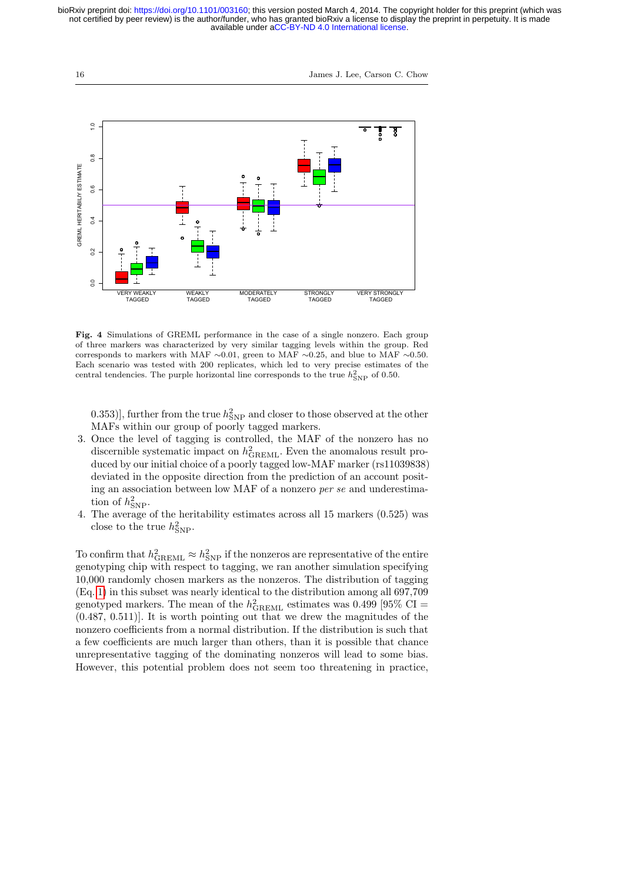**Fig. 4** Simulations of GREML performance in the case of a single nonzero. Each group of three markers was characterized by very similar tagging levels within the group. Red corresponds to markers with MAF ∼0.01, green to MAF ∼0.25, and blue to MAF ∼0.50. Each scenario was tested with 200 replicates, which led to very precise estimates of the central tendencies. The purple horizontal line corresponds to the true $h^2_{\mathrm{SNP}}$ of 0.50.

0.353)], further from the true $h^2_{\mathrm{SNP}}$ and closer to those observed at the other MAFs within our group of poorly tagged markers.

3. Once the level of tagging is controlled, the MAF of the nonzero has no discernible systematic impact on $h^2_{\mathrm{GREML}}$. Even the anomalous result produced by our initial choice of a poorly tagged low-MAF marker (rs11039838) deviated in the opposite direction from the prediction of an account positing an association between low MAF of a nonzero *per se* and underestimation of $h^2_{\mathrm{SNP}}$.
4. The average of the heritability estimates across all 15 markers (0.525) was close to the true $h^2_{\mathrm{SNP}}$.

To confirm that $h^2_{\mathrm{GREML}} \approx h^2_{\mathrm{SNP}}$ if the nonzeros are representative of the entire genotyping chip with respect to tagging, we ran another simulation specifying 10,000 randomly chosen markers as the nonzeros. The distribution of tagging (Eq. 1) in this subset was nearly identical to the distribution among all 697,709 genotyped markers. The mean of the $h^2_{\mathrm{GREML}}$ estimates was 0.499 [95% CI = (0.487, 0.511)]. It is worth pointing out that we drew the magnitudes of the nonzero coefficients from a normal distribution. If the distribution is such that a few coefficients are much larger than others, than it is possible that chance unrepresentative tagging of the dominating nonzeros will lead to some bias. However, this potential problem does not seem too threatening in practice,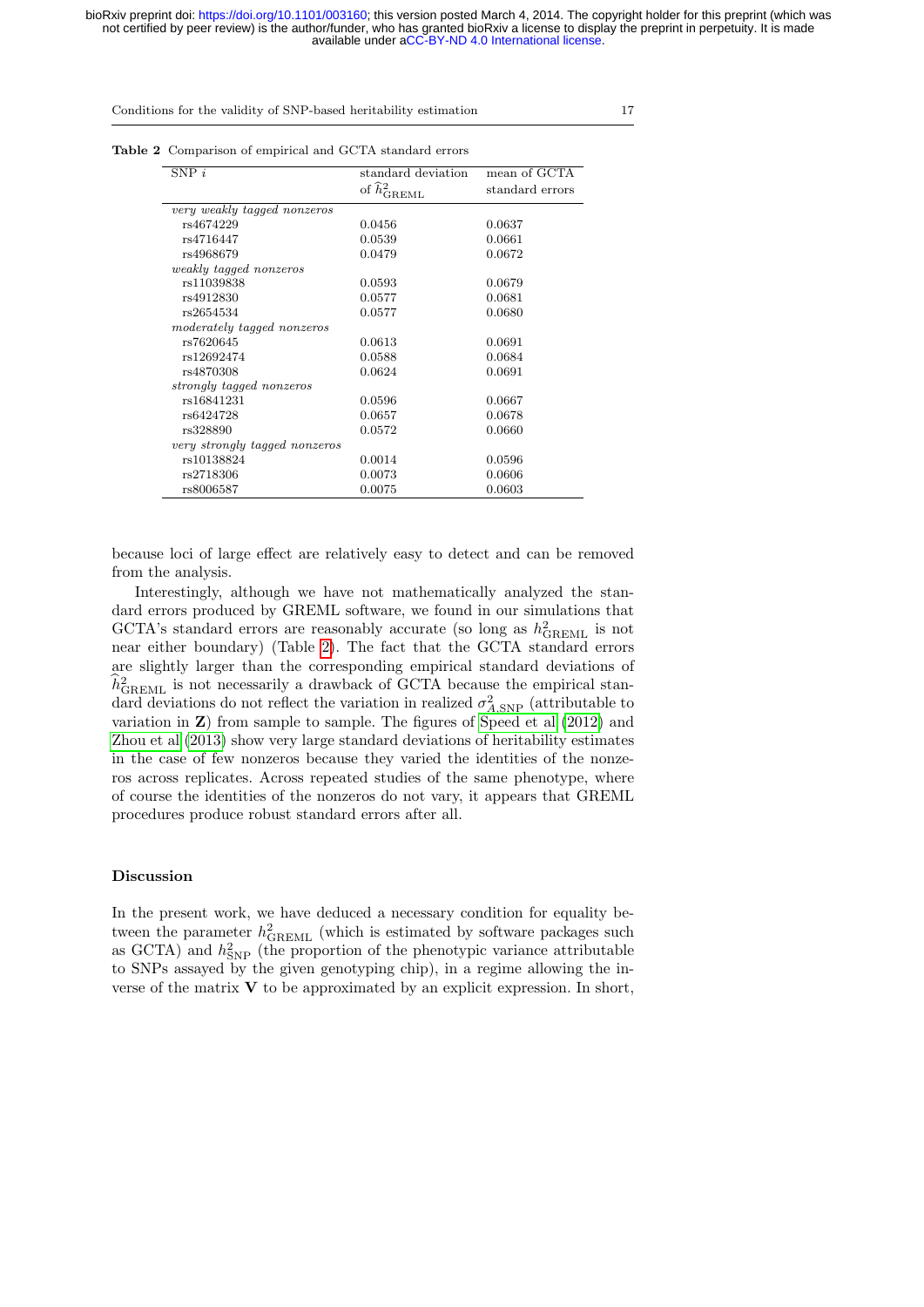**Table 2** Comparison of empirical and GCTA standard errors

| SNP $i$ | standard deviation of $\widehat{h}^2_{\mathrm{GREML}}$ | mean of GCTA standard errors |
|---|---|---|
| *very weakly tagged nonzeros* | | |
| rs4674229 | 0.0456 | 0.0637 |
| rs4716447 | 0.0539 | 0.0661 |
| rs4968679 | 0.0479 | 0.0672 |
| *weakly tagged nonzeros* | | |
| rs11039838 | 0.0593 | 0.0679 |
| rs4912830 | 0.0577 | 0.0681 |
| rs2654534 | 0.0577 | 0.0680 |
| *moderately tagged nonzeros* | | |
| rs7620645 | 0.0613 | 0.0691 |
| rs12692474 | 0.0588 | 0.0684 |
| rs4870308 | 0.0624 | 0.0691 |
| *strongly tagged nonzeros* | | |
| rs16841231 | 0.0596 | 0.0667 |
| rs6424728 | 0.0657 | 0.0678 |
| rs328890 | 0.0572 | 0.0660 |
| *very strongly tagged nonzeros* | | |
| rs10138824 | 0.0014 | 0.0596 |
| rs2718306 | 0.0073 | 0.0606 |
| rs8006587 | 0.0075 | 0.0603 |

because loci of large effect are relatively easy to detect and can be removed from the analysis.

Interestingly, although we have not mathematically analyzed the standard errors produced by GREML software, we found in our simulations that GCTA's standard errors are reasonably accurate (so long as $h^2_{\mathrm{GREML}}$ is not near either boundary) (Table 2). The fact that the GCTA standard errors are slightly larger than the corresponding empirical standard deviations of $\widehat{h}^2_{\mathrm{GREML}}$ is not necessarily a drawback of GCTA because the empirical standard deviations do not reflect the variation in realized $\sigma^2_{A,\mathrm{SNP}}$ (attributable to variation in $\mathbf{Z}$) from sample to sample. The figures of Speed et al (2012) and Zhou et al (2013) show very large standard deviations of heritability estimates in the case of few nonzeros because they varied the identities of the nonzeros across replicates. Across repeated studies of the same phenotype, where of course the identities of the nonzeros do not vary, it appears that GREML procedures produce robust standard errors after all.

## Discussion

In the present work, we have deduced a necessary condition for equality between the parameter $h^2_{\mathrm{GREML}}$ (which is estimated by software packages such as GCTA) and $h^2_{\mathrm{SNP}}$ (the proportion of the phenotypic variance attributable to SNPs assayed by the given genotyping chip), in a regime allowing the inverse of the matrix $\mathbf{V}$ to be approximated by an explicit expression. In short,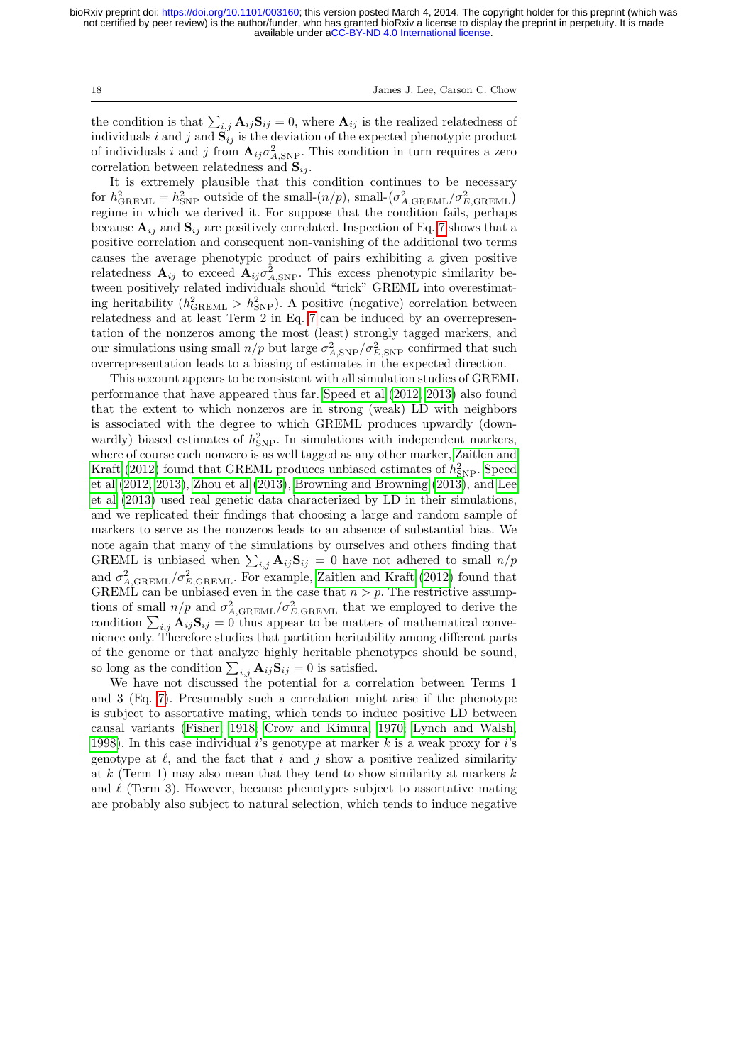the condition is that $\sum_{i,j} \mathbf{A}_{ij}\mathbf{S}_{ij} = 0$, where $\mathbf{A}_{ij}$ is the realized relatedness of individuals $i$ and $j$ and $\mathbf{S}_{ij}$ is the deviation of the expected phenotypic product of individuals $i$ and $j$ from $\mathbf{A}_{ij}\sigma^2_{A,\text{SNP}}$. This condition in turn requires a zero correlation between relatedness and $\mathbf{S}_{ij}$.

It is extremely plausible that this condition continues to be necessary for $h^2_{\text{GREML}} = h^2_{\text{SNP}}$ outside of the small-$(n/p)$, small-$(\sigma^2_{A,\text{GREML}}/\sigma^2_{E,\text{GREML}})$ regime in which we derived it. For suppose that the condition fails, perhaps because $\mathbf{A}_{ij}$ and $\mathbf{S}_{ij}$ are positively correlated. Inspection of Eq. 7 shows that a positive correlation and consequent non-vanishing of the additional two terms causes the average phenotypic product of pairs exhibiting a given positive relatedness $\mathbf{A}_{ij}$ to exceed $\mathbf{A}_{ij}\sigma^2_{A,\text{SNP}}$. This excess phenotypic similarity between positively related individuals should "trick" GREML into overestimating heritability ($h^2_{\text{GREML}} > h^2_{\text{SNP}}$). A positive (negative) correlation between relatedness and at least Term 2 in Eq. 7 can be induced by an overrepresentation of the nonzeros among the most (least) strongly tagged markers, and our simulations using small $n/p$ but large $\sigma^2_{A,\text{SNP}}/\sigma^2_{E,\text{SNP}}$ confirmed that such overrepresentation leads to a biasing of estimates in the expected direction.

This account appears to be consistent with all simulation studies of GREML performance that have appeared thus far. Speed et al (2012, 2013) also found that the extent to which nonzeros are in strong (weak) LD with neighbors is associated with the degree to which GREML produces upwardly (downwardly) biased estimates of $h^2_{\text{SNP}}$. In simulations with independent markers, where of course each nonzero is as well tagged as any other marker, Zaitlen and Kraft (2012) found that GREML produces unbiased estimates of $h^2_{\text{SNP}}$. Speed et al (2012, 2013), Zhou et al (2013), Browning and Browning (2013), and Lee et al (2013) used real genetic data characterized by LD in their simulations, and we replicated their findings that choosing a large and random sample of markers to serve as the nonzeros leads to an absence of substantial bias. We note again that many of the simulations by ourselves and others finding that GREML is unbiased when $\sum_{i,j} \mathbf{A}_{ij}\mathbf{S}_{ij} = 0$ have not adhered to small $n/p$ and $\sigma^2_{A,\text{GREML}}/\sigma^2_{E,\text{GREML}}$. For example, Zaitlen and Kraft (2012) found that GREML can be unbiased even in the case that $n > p$. The restrictive assumptions of small $n/p$ and $\sigma^2_{A,\text{GREML}}/\sigma^2_{E,\text{GREML}}$ that we employed to derive the condition $\sum_{i,j} \mathbf{A}_{ij}\mathbf{S}_{ij} = 0$ thus appear to be matters of mathematical convenience only. Therefore studies that partition heritability among different parts of the genome or that analyze highly heritable phenotypes should be sound, so long as the condition $\sum_{i,j} \mathbf{A}_{ij}\mathbf{S}_{ij} = 0$ is satisfied.

We have not discussed the potential for a correlation between Terms 1 and 3 (Eq. 7). Presumably such a correlation might arise if the phenotype is subject to assortative mating, which tends to induce positive LD between causal variants (Fisher, 1918; Crow and Kimura, 1970; Lynch and Walsh, 1998). In this case individual $i$'s genotype at marker $k$ is a weak proxy for $i$'s genotype at $\ell$, and the fact that $i$ and $j$ show a positive realized similarity at $k$ (Term 1) may also mean that they tend to show similarity at markers $k$ and $\ell$ (Term 3). However, because phenotypes subject to assortative mating are probably also subject to natural selection, which tends to induce negative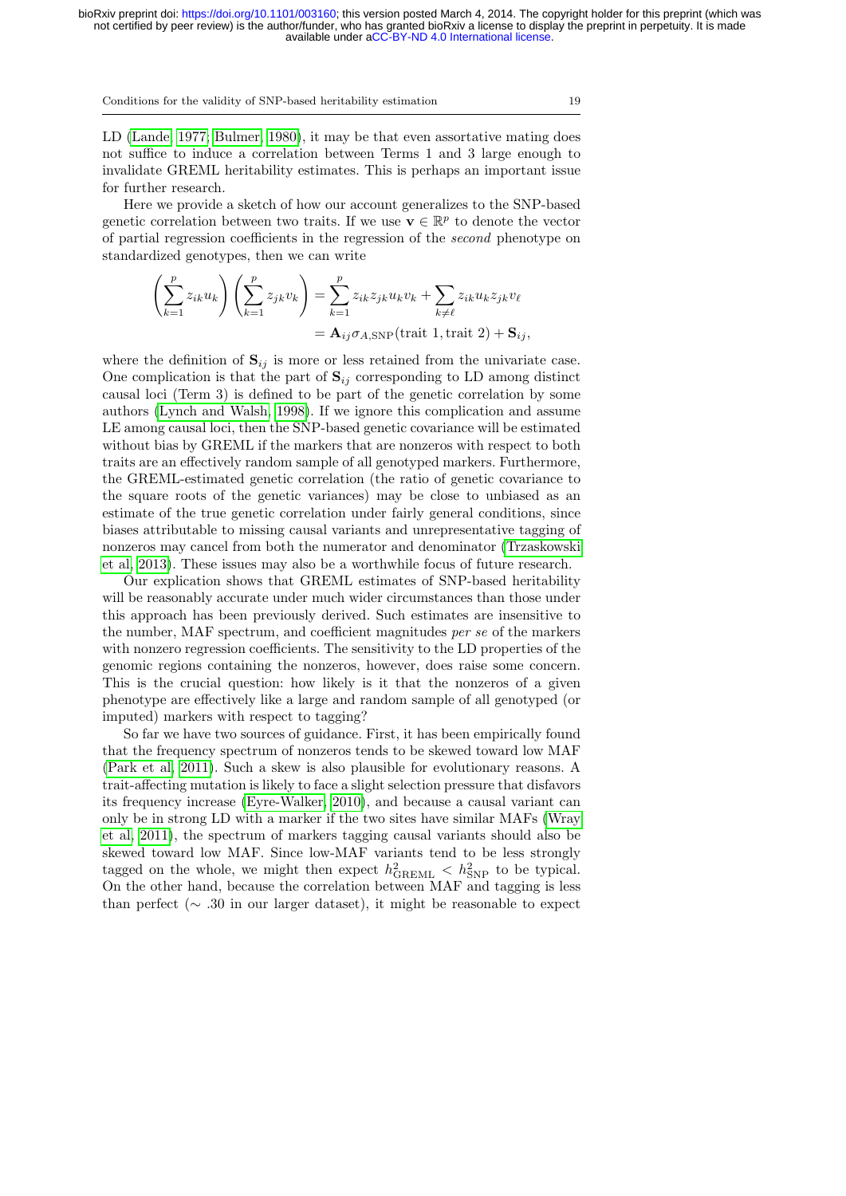LD (Lande, 1977; Bulmer, 1980), it may be that even assortative mating does not suffice to induce a correlation between Terms 1 and 3 large enough to invalidate GREML heritability estimates. This is perhaps an important issue for further research.

Here we provide a sketch of how our account generalizes to the SNP-based genetic correlation between two traits. If we use $\mathbf{v} \in \mathbb{R}^p$ to denote the vector of partial regression coefficients in the regression of the *second* phenotype on standardized genotypes, then we can write

$$\left(\sum_{k=1}^{p} z_{ik} u_k\right)\left(\sum_{k=1}^{p} z_{jk} v_k\right) = \sum_{k=1}^{p} z_{ik} z_{jk} u_k v_k + \sum_{k \neq \ell} z_{ik} u_k z_{jk} v_\ell$$
$$= \mathbf{A}_{ij} \sigma_{A,\text{SNP}}(\text{trait 1}, \text{trait 2}) + \mathbf{S}_{ij},$$

where the definition of $\mathbf{S}_{ij}$ is more or less retained from the univariate case. One complication is that the part of $\mathbf{S}_{ij}$ corresponding to LD among distinct causal loci (Term 3) is defined to be part of the genetic correlation by some authors (Lynch and Walsh, 1998). If we ignore this complication and assume LE among causal loci, then the SNP-based genetic covariance will be estimated without bias by GREML if the markers that are nonzeros with respect to both traits are an effectively random sample of all genotyped markers. Furthermore, the GREML-estimated genetic correlation (the ratio of genetic covariance to the square roots of the genetic variances) may be close to unbiased as an estimate of the true genetic correlation under fairly general conditions, since biases attributable to missing causal variants and unrepresentative tagging of nonzeros may cancel from both the numerator and denominator (Trzaskowski et al, 2013). These issues may also be a worthwhile focus of future research.

Our explication shows that GREML estimates of SNP-based heritability will be reasonably accurate under much wider circumstances than those under this approach has been previously derived. Such estimates are insensitive to the number, MAF spectrum, and coefficient magnitudes *per se* of the markers with nonzero regression coefficients. The sensitivity to the LD properties of the genomic regions containing the nonzeros, however, does raise some concern. This is the crucial question: how likely is it that the nonzeros of a given phenotype are effectively like a large and random sample of all genotyped (or imputed) markers with respect to tagging?

So far we have two sources of guidance. First, it has been empirically found that the frequency spectrum of nonzeros tends to be skewed toward low MAF (Park et al, 2011). Such a skew is also plausible for evolutionary reasons. A trait-affecting mutation is likely to face a slight selection pressure that disfavors its frequency increase (Eyre-Walker, 2010), and because a causal variant can only be in strong LD with a marker if the two sites have similar MAFs (Wray et al, 2011), the spectrum of markers tagging causal variants should also be skewed toward low MAF. Since low-MAF variants tend to be less strongly tagged on the whole, we might then expect $h^2_{\text{GREML}} < h^2_{\text{SNP}}$ to be typical. On the other hand, because the correlation between MAF and tagging is less than perfect ($\sim .30$ in our larger dataset), it might be reasonable to expect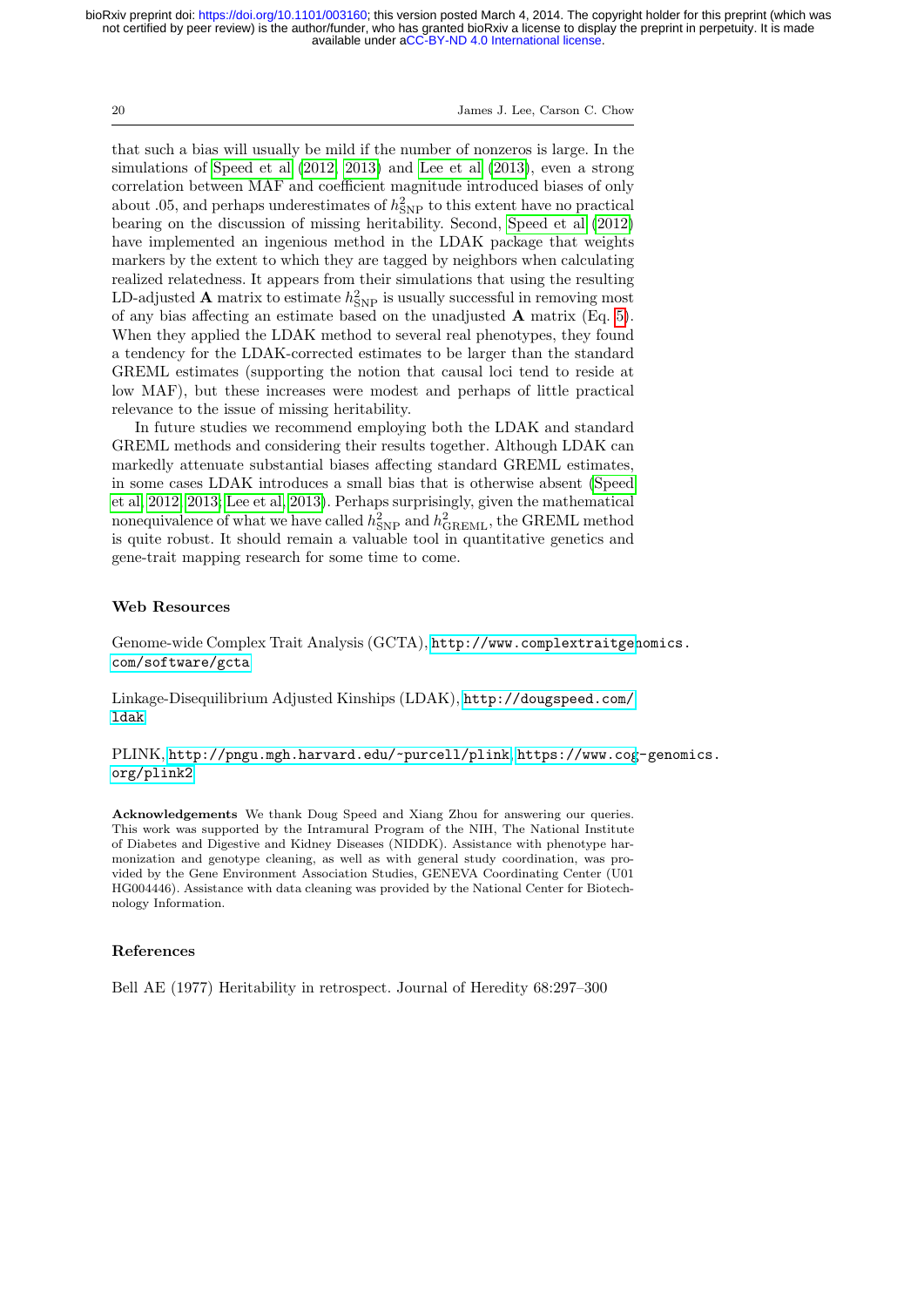that such a bias will usually be mild if the number of nonzeros is large. In the simulations of Speed et al (2012, 2013) and Lee et al (2013), even a strong correlation between MAF and coefficient magnitude introduced biases of only about .05, and perhaps underestimates of $h^2_{\mathrm{SNP}}$ to this extent have no practical bearing on the discussion of missing heritability. Second, Speed et al (2012) have implemented an ingenious method in the LDAK package that weights markers by the extent to which they are tagged by neighbors when calculating realized relatedness. It appears from their simulations that using the resulting LD-adjusted $\mathbf{A}$ matrix to estimate $h^2_{\mathrm{SNP}}$ is usually successful in removing most of any bias affecting an estimate based on the unadjusted $\mathbf{A}$ matrix (Eq. 5). When they applied the LDAK method to several real phenotypes, they found a tendency for the LDAK-corrected estimates to be larger than the standard GREML estimates (supporting the notion that causal loci tend to reside at low MAF), but these increases were modest and perhaps of little practical relevance to the issue of missing heritability.

In future studies we recommend employing both the LDAK and standard GREML methods and considering their results together. Although LDAK can markedly attenuate substantial biases affecting standard GREML estimates, in some cases LDAK introduces a small bias that is otherwise absent (Speed et al, 2012, 2013; Lee et al, 2013). Perhaps surprisingly, given the mathematical nonequivalence of what we have called $h^2_{\mathrm{SNP}}$ and $h^2_{\mathrm{GREML}}$, the GREML method is quite robust. It should remain a valuable tool in quantitative genetics and gene-trait mapping research for some time to come.

## Web Resources

Genome-wide Complex Trait Analysis (GCTA), http://www.complextraitgenomics.com/software/gcta

Linkage-Disequilibrium Adjusted Kinships (LDAK), http://dougspeed.com/ldak

PLINK, http://pngu.mgh.harvard.edu/~purcell/plink, https://www.cog-genomics.org/plink2

**Acknowledgements** We thank Doug Speed and Xiang Zhou for answering our queries. This work was supported by the Intramural Program of the NIH, The National Institute of Diabetes and Digestive and Kidney Diseases (NIDDK). Assistance with phenotype harmonization and genotype cleaning, as well as with general study coordination, was provided by the Gene Environment Association Studies, GENEVA Coordinating Center (U01 HG004446). Assistance with data cleaning was provided by the National Center for Biotechnology Information.

## References

Bell AE (1977) Heritability in retrospect. Journal of Heredity 68:297–300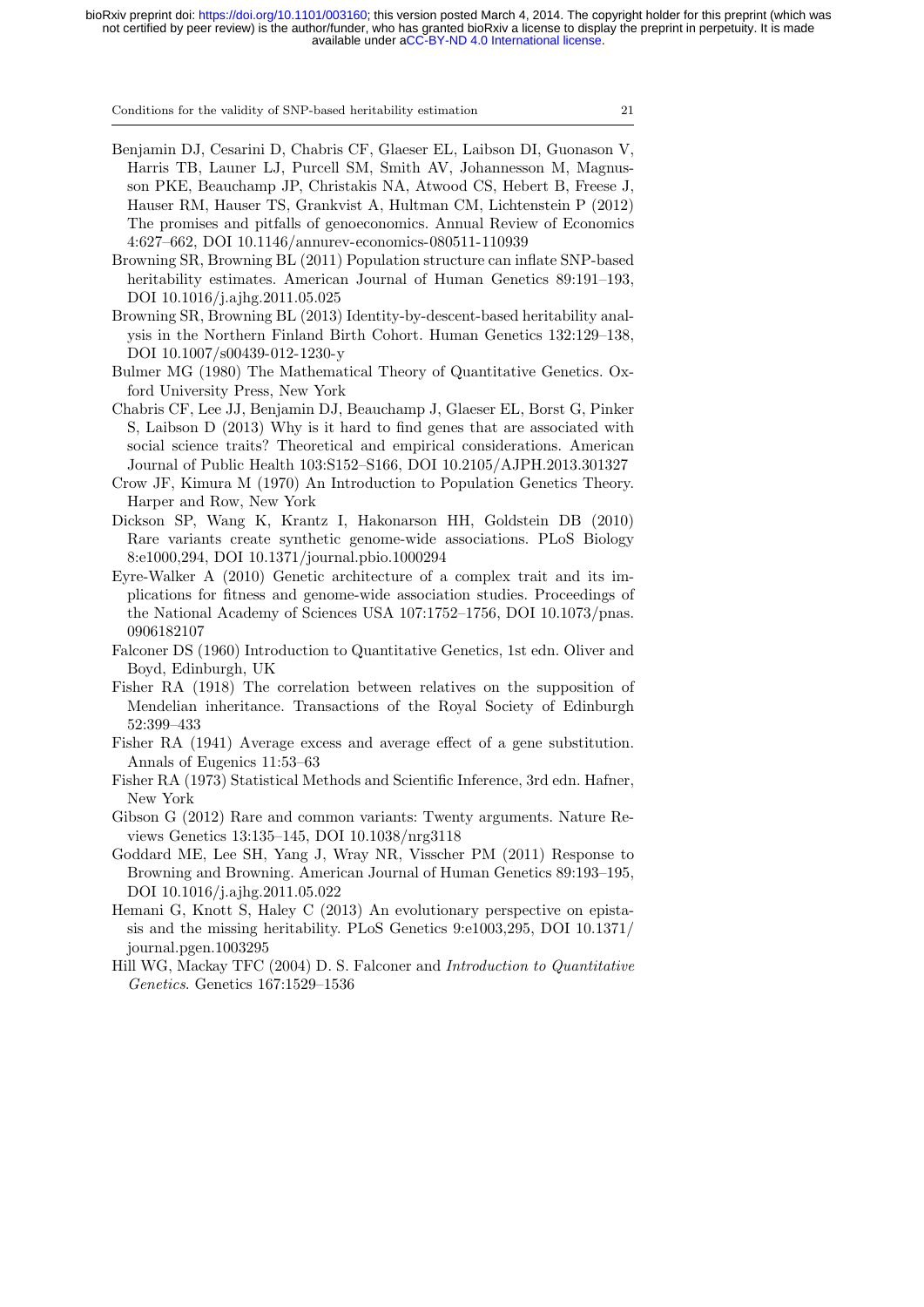Benjamin DJ, Cesarini D, Chabris CF, Glaeser EL, Laibson DI, Guonason V, Harris TB, Launer LJ, Purcell SM, Smith AV, Johannesson M, Magnusson PKE, Beauchamp JP, Christakis NA, Atwood CS, Hebert B, Freese J, Hauser RM, Hauser TS, Grankvist A, Hultman CM, Lichtenstein P (2012) The promises and pitfalls of genoeconomics. Annual Review of Economics 4:627–662, DOI 10.1146/annurev-economics-080511-110939

Browning SR, Browning BL (2011) Population structure can inflate SNP-based heritability estimates. American Journal of Human Genetics 89:191–193, DOI 10.1016/j.ajhg.2011.05.025

Browning SR, Browning BL (2013) Identity-by-descent-based heritability analysis in the Northern Finland Birth Cohort. Human Genetics 132:129–138, DOI 10.1007/s00439-012-1230-y

Bulmer MG (1980) The Mathematical Theory of Quantitative Genetics. Oxford University Press, New York

Chabris CF, Lee JJ, Benjamin DJ, Beauchamp J, Glaeser EL, Borst G, Pinker S, Laibson D (2013) Why is it hard to find genes that are associated with social science traits? Theoretical and empirical considerations. American Journal of Public Health 103:S152–S166, DOI 10.2105/AJPH.2013.301327

Crow JF, Kimura M (1970) An Introduction to Population Genetics Theory. Harper and Row, New York

Dickson SP, Wang K, Krantz I, Hakonarson HH, Goldstein DB (2010) Rare variants create synthetic genome-wide associations. PLoS Biology 8:e1000,294, DOI 10.1371/journal.pbio.1000294

Eyre-Walker A (2010) Genetic architecture of a complex trait and its implications for fitness and genome-wide association studies. Proceedings of the National Academy of Sciences USA 107:1752–1756, DOI 10.1073/pnas.0906182107

Falconer DS (1960) Introduction to Quantitative Genetics, 1st edn. Oliver and Boyd, Edinburgh, UK

Fisher RA (1918) The correlation between relatives on the supposition of Mendelian inheritance. Transactions of the Royal Society of Edinburgh 52:399–433

Fisher RA (1941) Average excess and average effect of a gene substitution. Annals of Eugenics 11:53–63

Fisher RA (1973) Statistical Methods and Scientific Inference, 3rd edn. Hafner, New York

Gibson G (2012) Rare and common variants: Twenty arguments. Nature Reviews Genetics 13:135–145, DOI 10.1038/nrg3118

Goddard ME, Lee SH, Yang J, Wray NR, Visscher PM (2011) Response to Browning and Browning. American Journal of Human Genetics 89:193–195, DOI 10.1016/j.ajhg.2011.05.022

Hemani G, Knott S, Haley C (2013) An evolutionary perspective on epistasis and the missing heritability. PLoS Genetics 9:e1003,295, DOI 10.1371/journal.pgen.1003295

Hill WG, Mackay TFC (2004) D. S. Falconer and *Introduction to Quantitative Genetics*. Genetics 167:1529–1536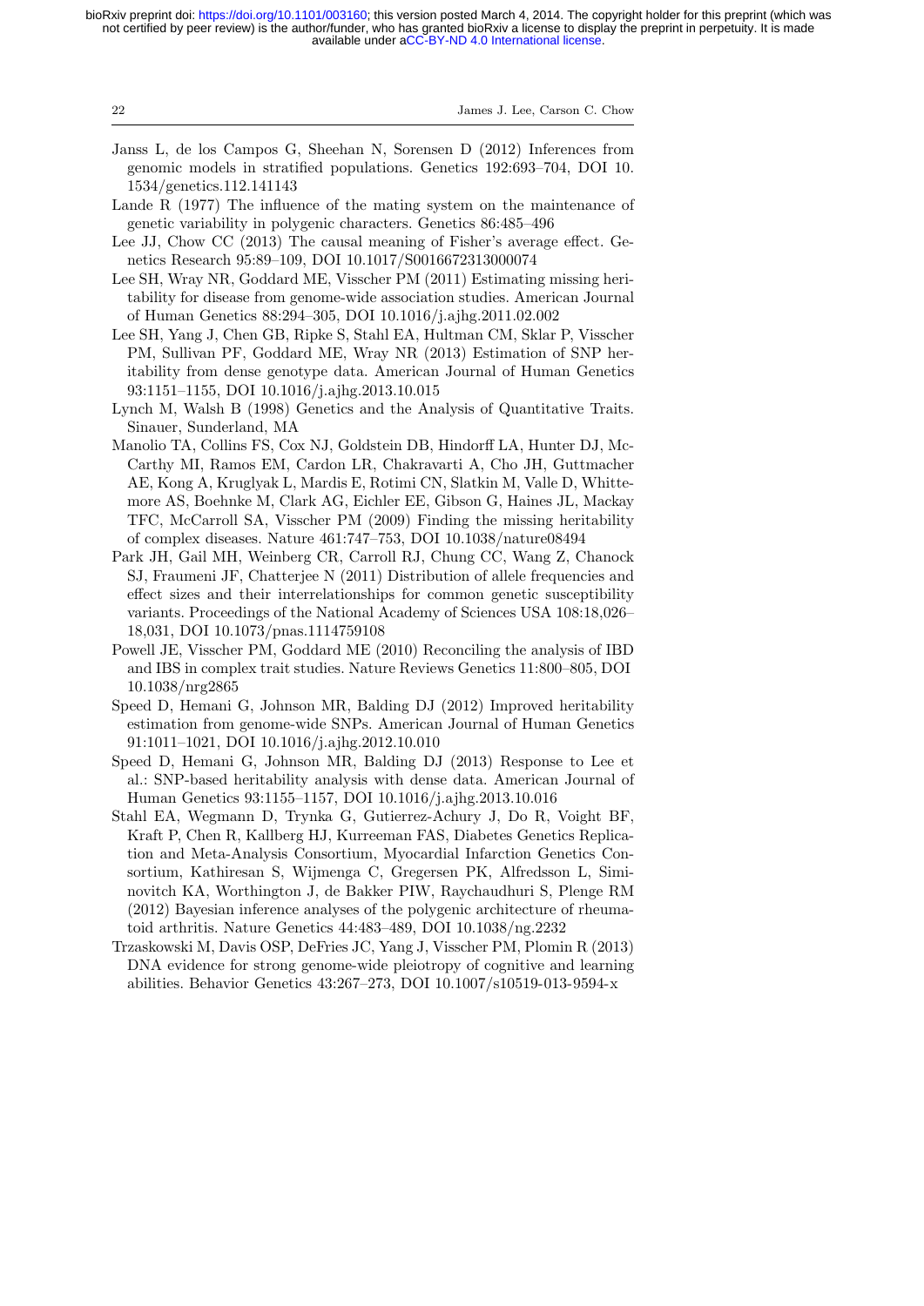Janss L, de los Campos G, Sheehan N, Sorensen D (2012) Inferences from genomic models in stratified populations. Genetics 192:693–704, DOI 10.1534/genetics.112.141143

Lande R (1977) The influence of the mating system on the maintenance of genetic variability in polygenic characters. Genetics 86:485–496

Lee JJ, Chow CC (2013) The causal meaning of Fisher's average effect. Genetics Research 95:89–109, DOI 10.1017/S0016672313000074

Lee SH, Wray NR, Goddard ME, Visscher PM (2011) Estimating missing heritability for disease from genome-wide association studies. American Journal of Human Genetics 88:294–305, DOI 10.1016/j.ajhg.2011.02.002

Lee SH, Yang J, Chen GB, Ripke S, Stahl EA, Hultman CM, Sklar P, Visscher PM, Sullivan PF, Goddard ME, Wray NR (2013) Estimation of SNP heritability from dense genotype data. American Journal of Human Genetics 93:1151–1155, DOI 10.1016/j.ajhg.2013.10.015

Lynch M, Walsh B (1998) Genetics and the Analysis of Quantitative Traits. Sinauer, Sunderland, MA

Manolio TA, Collins FS, Cox NJ, Goldstein DB, Hindorff LA, Hunter DJ, McCarthy MI, Ramos EM, Cardon LR, Chakravarti A, Cho JH, Guttmacher AE, Kong A, Kruglyak L, Mardis E, Rotimi CN, Slatkin M, Valle D, Whittemore AS, Boehnke M, Clark AG, Eichler EE, Gibson G, Haines JL, Mackay TFC, McCarroll SA, Visscher PM (2009) Finding the missing heritability of complex diseases. Nature 461:747–753, DOI 10.1038/nature08494

Park JH, Gail MH, Weinberg CR, Carroll RJ, Chung CC, Wang Z, Chanock SJ, Fraumeni JF, Chatterjee N (2011) Distribution of allele frequencies and effect sizes and their interrelationships for common genetic susceptibility variants. Proceedings of the National Academy of Sciences USA 108:18,026–18,031, DOI 10.1073/pnas.1114759108

Powell JE, Visscher PM, Goddard ME (2010) Reconciling the analysis of IBD and IBS in complex trait studies. Nature Reviews Genetics 11:800–805, DOI 10.1038/nrg2865

Speed D, Hemani G, Johnson MR, Balding DJ (2012) Improved heritability estimation from genome-wide SNPs. American Journal of Human Genetics 91:1011–1021, DOI 10.1016/j.ajhg.2012.10.010

Speed D, Hemani G, Johnson MR, Balding DJ (2013) Response to Lee et al.: SNP-based heritability analysis with dense data. American Journal of Human Genetics 93:1155–1157, DOI 10.1016/j.ajhg.2013.10.016

Stahl EA, Wegmann D, Trynka G, Gutierrez-Achury J, Do R, Voight BF, Kraft P, Chen R, Kallberg HJ, Kurreeman FAS, Diabetes Genetics Replication and Meta-Analysis Consortium, Myocardial Infarction Genetics Consortium, Kathiresan S, Wijmenga C, Gregersen PK, Alfredsson L, Siminovitch KA, Worthington J, de Bakker PIW, Raychaudhuri S, Plenge RM (2012) Bayesian inference analyses of the polygenic architecture of rheumatoid arthritis. Nature Genetics 44:483–489, DOI 10.1038/ng.2232

Trzaskowski M, Davis OSP, DeFries JC, Yang J, Visscher PM, Plomin R (2013) DNA evidence for strong genome-wide pleiotropy of cognitive and learning abilities. Behavior Genetics 43:267–273, DOI 10.1007/s10519-013-9594-x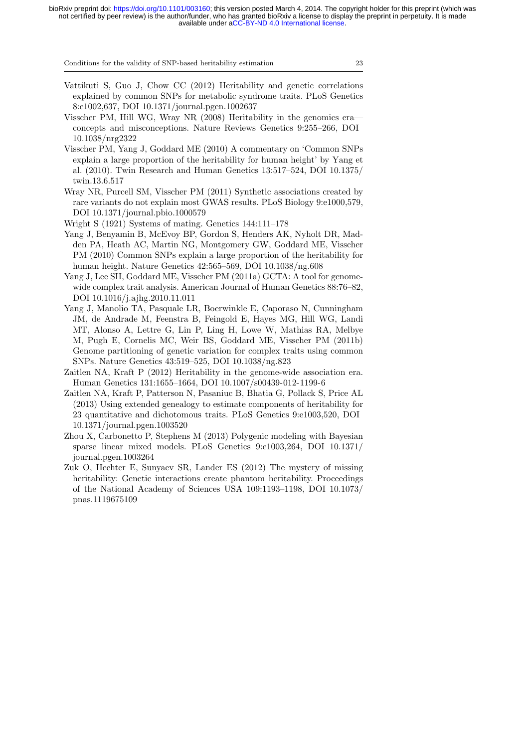Vattikuti S, Guo J, Chow CC (2012) Heritability and genetic correlations explained by common SNPs for metabolic syndrome traits. PLoS Genetics 8:e1002,637, DOI 10.1371/journal.pgen.1002637

Visscher PM, Hill WG, Wray NR (2008) Heritability in the genomics era—concepts and misconceptions. Nature Reviews Genetics 9:255–266, DOI 10.1038/nrg2322

Visscher PM, Yang J, Goddard ME (2010) A commentary on 'Common SNPs explain a large proportion of the heritability for human height' by Yang et al. (2010). Twin Research and Human Genetics 13:517–524, DOI 10.1375/twin.13.6.517

Wray NR, Purcell SM, Visscher PM (2011) Synthetic associations created by rare variants do not explain most GWAS results. PLoS Biology 9:e1000,579, DOI 10.1371/journal.pbio.1000579

Wright S (1921) Systems of mating. Genetics 144:111–178

Yang J, Benyamin B, McEvoy BP, Gordon S, Henders AK, Nyholt DR, Madden PA, Heath AC, Martin NG, Montgomery GW, Goddard ME, Visscher PM (2010) Common SNPs explain a large proportion of the heritability for human height. Nature Genetics 42:565–569, DOI 10.1038/ng.608

Yang J, Lee SH, Goddard ME, Visscher PM (2011a) GCTA: A tool for genome-wide complex trait analysis. American Journal of Human Genetics 88:76–82, DOI 10.1016/j.ajhg.2010.11.011

Yang J, Manolio TA, Pasquale LR, Boerwinkle E, Caporaso N, Cunningham JM, de Andrade M, Feenstra B, Feingold E, Hayes MG, Hill WG, Landi MT, Alonso A, Lettre G, Lin P, Ling H, Lowe W, Mathias RA, Melbye M, Pugh E, Cornelis MC, Weir BS, Goddard ME, Visscher PM (2011b) Genome partitioning of genetic variation for complex traits using common SNPs. Nature Genetics 43:519–525, DOI 10.1038/ng.823

Zaitlen NA, Kraft P (2012) Heritability in the genome-wide association era. Human Genetics 131:1655–1664, DOI 10.1007/s00439-012-1199-6

Zaitlen NA, Kraft P, Patterson N, Pasaniuc B, Bhatia G, Pollack S, Price AL (2013) Using extended genealogy to estimate components of heritability for 23 quantitative and dichotomous traits. PLoS Genetics 9:e1003,520, DOI 10.1371/journal.pgen.1003520

Zhou X, Carbonetto P, Stephens M (2013) Polygenic modeling with Bayesian sparse linear mixed models. PLoS Genetics 9:e1003,264, DOI 10.1371/journal.pgen.1003264

Zuk O, Hechter E, Sunyaev SR, Lander ES (2012) The mystery of missing heritability: Genetic interactions create phantom heritability. Proceedings of the National Academy of Sciences USA 109:1193–1198, DOI 10.1073/pnas.1119675109